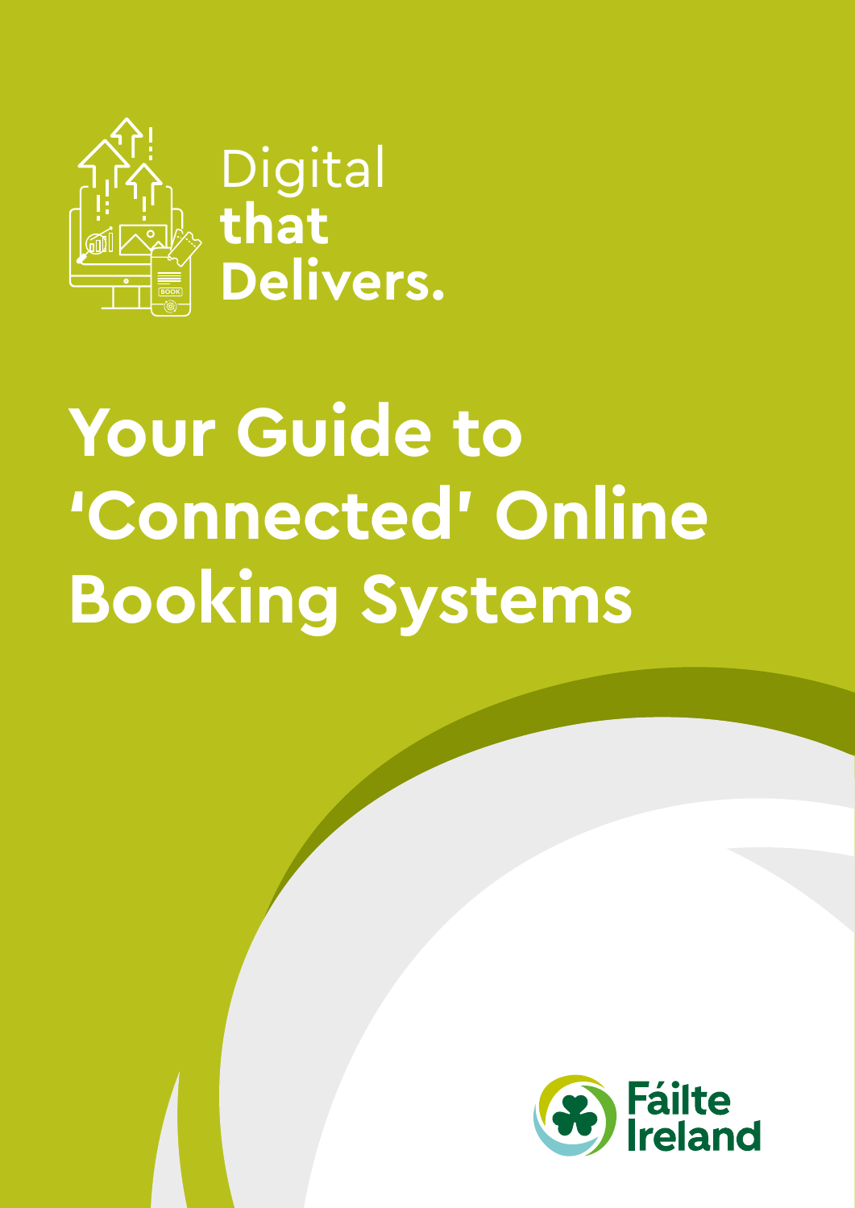Digital **that Delivers.**

# Your Guide to 'Connected' Online Booking Systems

Fáilte Ireland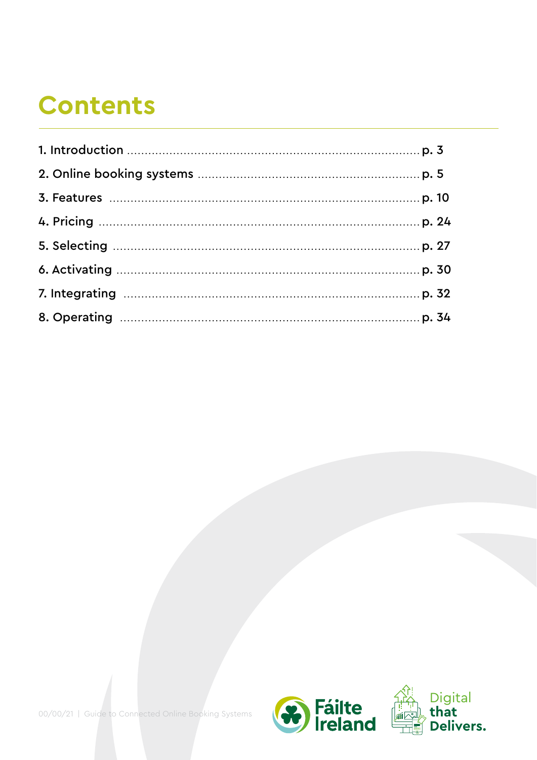# Contents

1. Introduction ........................................................................ p. 3
2. Online booking systems ........................................................ p. 5
3. Features ............................................................................. p. 10
4. Pricing .............................................................................. p. 24
5. Selecting ........................................................................... p. 27
6. Activating .......................................................................... p. 30
7. Integrating ........................................................................ p. 32
8. Operating .......................................................................... p. 34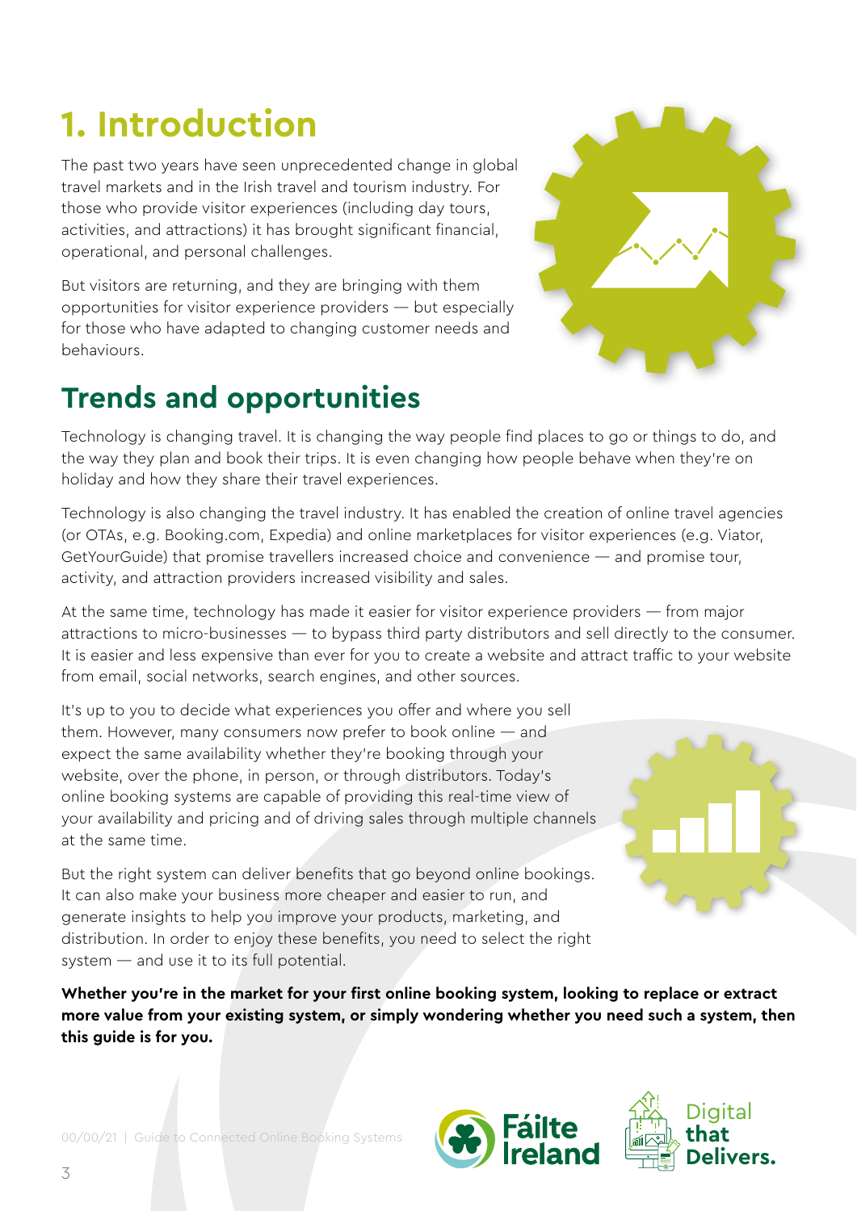# 1. Introduction

The past two years have seen unprecedented change in global travel markets and in the Irish travel and tourism industry. For those who provide visitor experiences (including day tours, activities, and attractions) it has brought significant financial, operational, and personal challenges.

But visitors are returning, and they are bringing with them opportunities for visitor experience providers — but especially for those who have adapted to changing customer needs and behaviours.

## Trends and opportunities

Technology is changing travel. It is changing the way people find places to go or things to do, and the way they plan and book their trips. It is even changing how people behave when they're on holiday and how they share their travel experiences.

Technology is also changing the travel industry. It has enabled the creation of online travel agencies (or OTAs, e.g. Booking.com, Expedia) and online marketplaces for visitor experiences (e.g. Viator, GetYourGuide) that promise travellers increased choice and convenience — and promise tour, activity, and attraction providers increased visibility and sales.

At the same time, technology has made it easier for visitor experience providers — from major attractions to micro-businesses — to bypass third party distributors and sell directly to the consumer. It is easier and less expensive than ever for you to create a website and attract traffic to your website from email, social networks, search engines, and other sources.

It's up to you to decide what experiences you offer and where you sell them. However, many consumers now prefer to book online — and expect the same availability whether they're booking through your website, over the phone, in person, or through distributors. Today's online booking systems are capable of providing this real-time view of your availability and pricing and of driving sales through multiple channels at the same time.

But the right system can deliver benefits that go beyond online bookings. It can also make your business more cheaper and easier to run, and generate insights to help you improve your products, marketing, and distribution. In order to enjoy these benefits, you need to select the right system — and use it to its full potential.

**Whether you're in the market for your first online booking system, looking to replace or extract more value from your existing system, or simply wondering whether you need such a system, then this guide is for you.**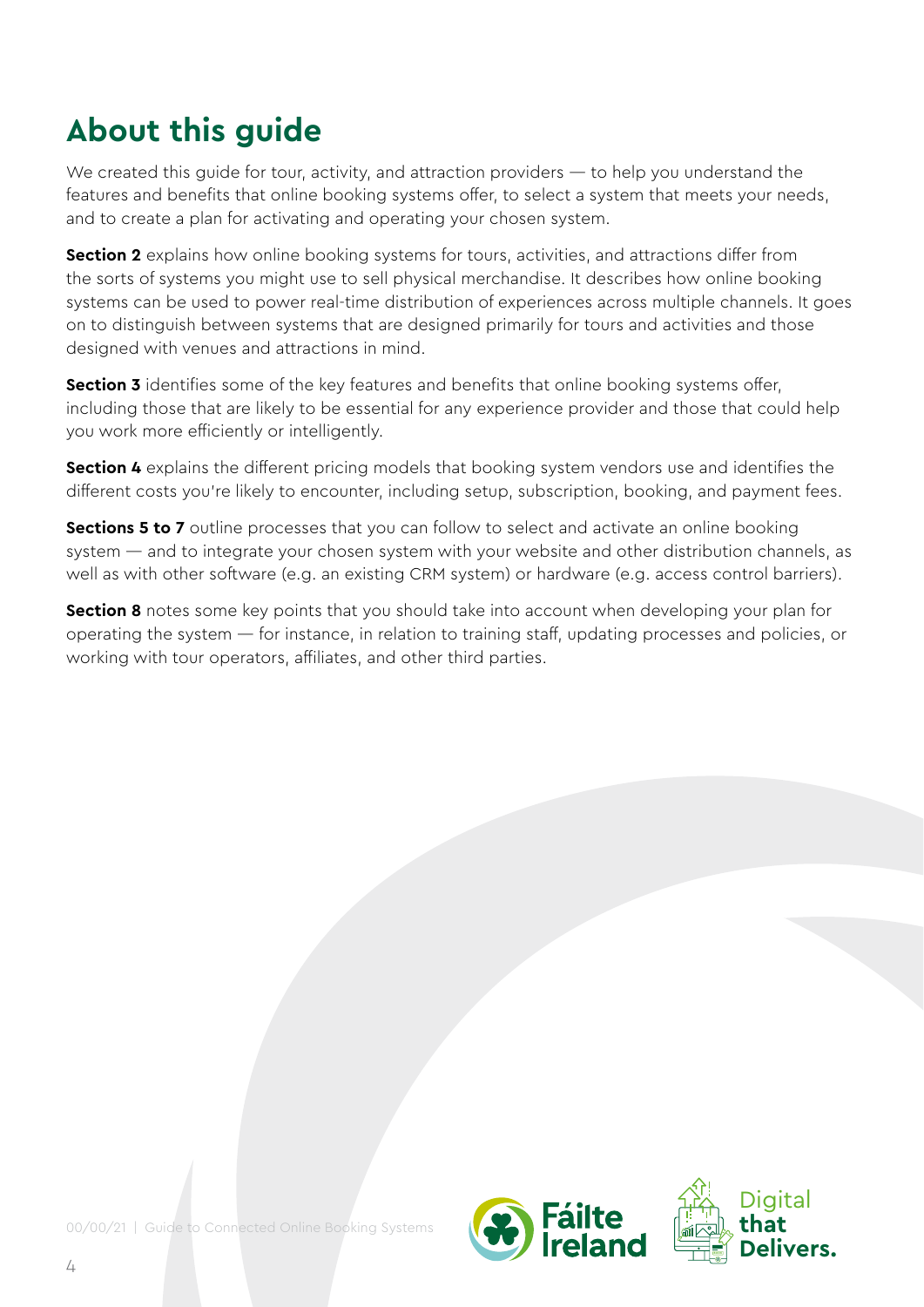# About this guide

We created this guide for tour, activity, and attraction providers — to help you understand the features and benefits that online booking systems offer, to select a system that meets your needs, and to create a plan for activating and operating your chosen system.

**Section 2** explains how online booking systems for tours, activities, and attractions differ from the sorts of systems you might use to sell physical merchandise. It describes how online booking systems can be used to power real-time distribution of experiences across multiple channels. It goes on to distinguish between systems that are designed primarily for tours and activities and those designed with venues and attractions in mind.

**Section 3** identifies some of the key features and benefits that online booking systems offer, including those that are likely to be essential for any experience provider and those that could help you work more efficiently or intelligently.

**Section 4** explains the different pricing models that booking system vendors use and identifies the different costs you're likely to encounter, including setup, subscription, booking, and payment fees.

**Sections 5 to 7** outline processes that you can follow to select and activate an online booking system — and to integrate your chosen system with your website and other distribution channels, as well as with other software (e.g. an existing CRM system) or hardware (e.g. access control barriers).

**Section 8** notes some key points that you should take into account when developing your plan for operating the system — for instance, in relation to training staff, updating processes and policies, or working with tour operators, affiliates, and other third parties.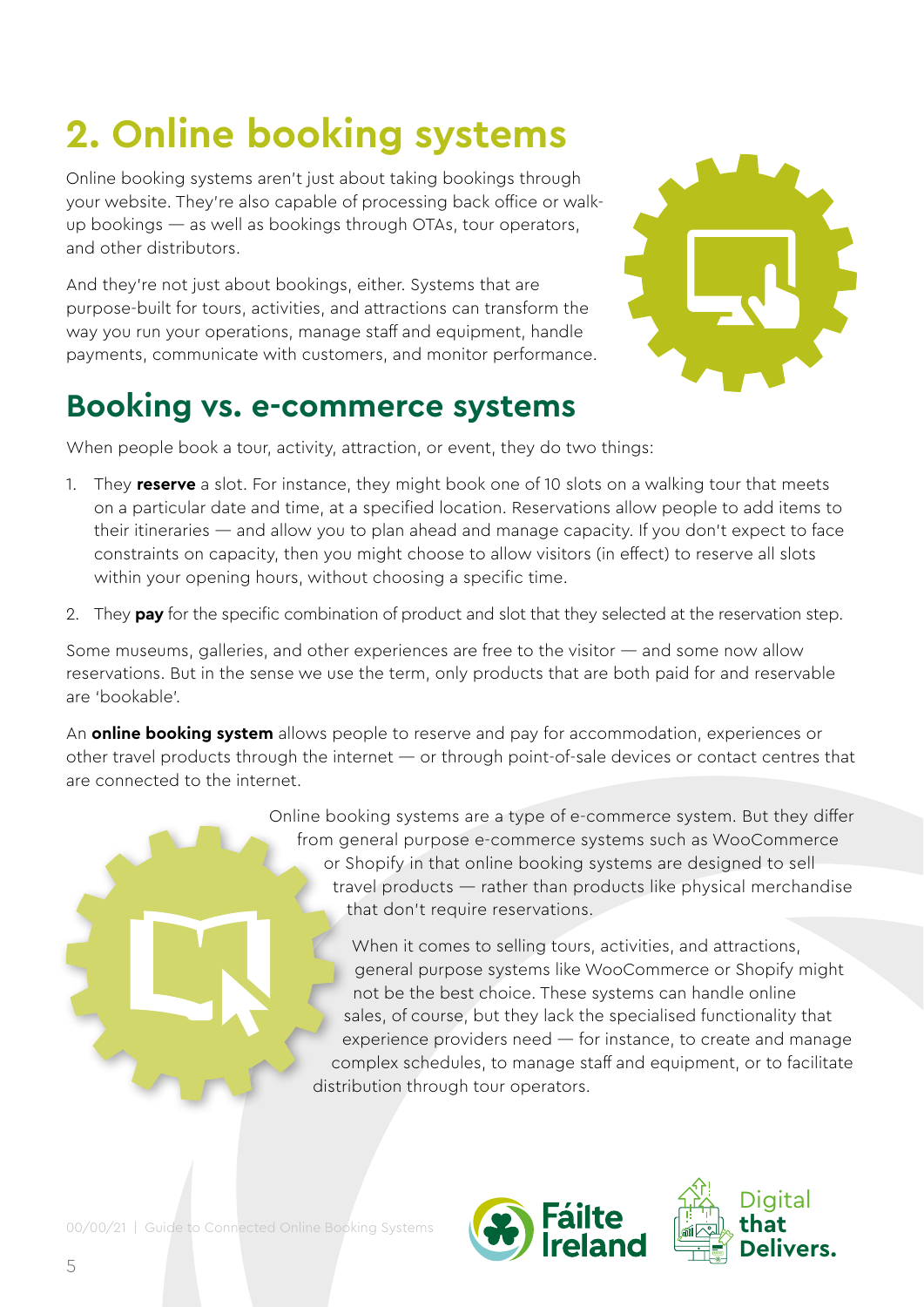# 2. Online booking systems

Online booking systems aren't just about taking bookings through your website. They're also capable of processing back office or walk-up bookings — as well as bookings through OTAs, tour operators, and other distributors.

And they're not just about bookings, either. Systems that are purpose-built for tours, activities, and attractions can transform the way you run your operations, manage staff and equipment, handle payments, communicate with customers, and monitor performance.

## Booking vs. e-commerce systems

When people book a tour, activity, attraction, or event, they do two things:

1. They **reserve** a slot. For instance, they might book one of 10 slots on a walking tour that meets on a particular date and time, at a specified location. Reservations allow people to add items to their itineraries — and allow you to plan ahead and manage capacity. If you don't expect to face constraints on capacity, then you might choose to allow visitors (in effect) to reserve all slots within your opening hours, without choosing a specific time.
2. They **pay** for the specific combination of product and slot that they selected at the reservation step.

Some museums, galleries, and other experiences are free to the visitor — and some now allow reservations. But in the sense we use the term, only products that are both paid for and reservable are 'bookable'.

An **online booking system** allows people to reserve and pay for accommodation, experiences or other travel products through the internet — or through point-of-sale devices or contact centres that are connected to the internet.

Online booking systems are a type of e-commerce system. But they differ from general purpose e-commerce systems such as WooCommerce or Shopify in that online booking systems are designed to sell travel products — rather than products like physical merchandise that don't require reservations.

When it comes to selling tours, activities, and attractions, general purpose systems like WooCommerce or Shopify might not be the best choice. These systems can handle online sales, of course, but they lack the specialised functionality that experience providers need — for instance, to create and manage complex schedules, to manage staff and equipment, or to facilitate distribution through tour operators.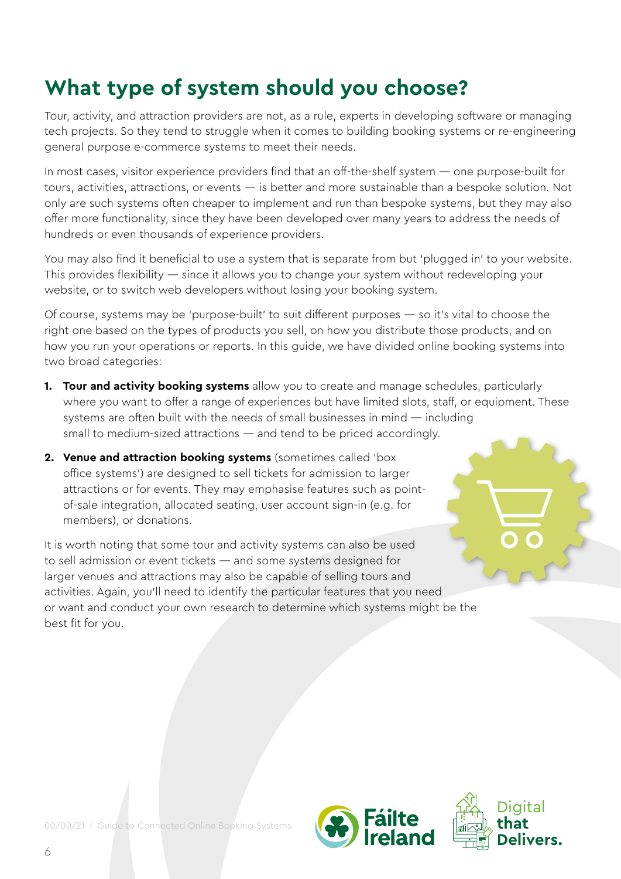# What type of system should you choose?

Tour, activity, and attraction providers are not, as a rule, experts in developing software or managing tech projects. So they tend to struggle when it comes to building booking systems or re-engineering general purpose e-commerce systems to meet their needs.

In most cases, visitor experience providers find that an off-the-shelf system — one purpose-built for tours, activities, attractions, or events — is better and more sustainable than a bespoke solution. Not only are such systems often cheaper to implement and run than bespoke systems, but they may also offer more functionality, since they have been developed over many years to address the needs of hundreds or even thousands of experience providers.

You may also find it beneficial to use a system that is separate from but 'plugged in' to your website. This provides flexibility — since it allows you to change your system without redeveloping your website, or to switch web developers without losing your booking system.

Of course, systems may be 'purpose-built' to suit different purposes — so it's vital to choose the right one based on the types of products you sell, on how you distribute those products, and on how you run your operations or reports. In this guide, we have divided online booking systems into two broad categories:

1. **Tour and activity booking systems** allow you to create and manage schedules, particularly where you want to offer a range of experiences but have limited slots, staff, or equipment. These systems are often built with the needs of small businesses in mind — including small to medium-sized attractions — and tend to be priced accordingly.
2. **Venue and attraction booking systems** (sometimes called 'box office systems') are designed to sell tickets for admission to larger attractions or for events. They may emphasise features such as point-of-sale integration, allocated seating, user account sign-in (e.g. for members), or donations.

It is worth noting that some tour and activity systems can also be used to sell admission or event tickets — and some systems designed for larger venues and attractions may also be capable of selling tours and activities. Again, you'll need to identify the particular features that you need or want and conduct your own research to determine which systems might be the best fit for you.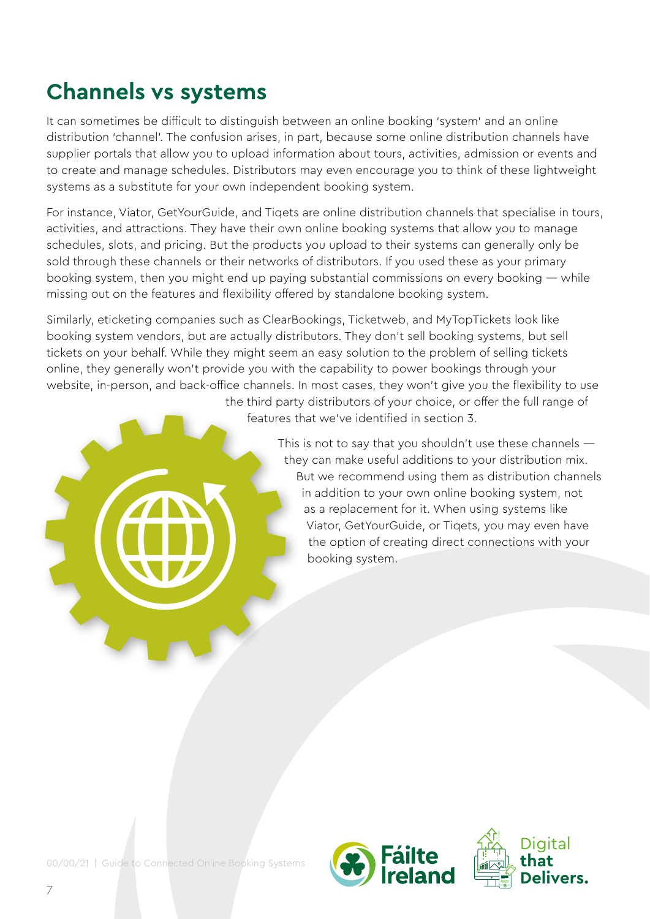# Channels vs systems

It can sometimes be difficult to distinguish between an online booking 'system' and an online distribution 'channel'. The confusion arises, in part, because some online distribution channels have supplier portals that allow you to upload information about tours, activities, admission or events and to create and manage schedules. Distributors may even encourage you to think of these lightweight systems as a substitute for your own independent booking system.

For instance, Viator, GetYourGuide, and Tiqets are online distribution channels that specialise in tours, activities, and attractions. They have their own online booking systems that allow you to manage schedules, slots, and pricing. But the products you upload to their systems can generally only be sold through these channels or their networks of distributors. If you used these as your primary booking system, then you might end up paying substantial commissions on every booking — while missing out on the features and flexibility offered by standalone booking system.

Similarly, eticketing companies such as ClearBookings, Ticketweb, and MyTopTickets look like booking system vendors, but are actually distributors. They don't sell booking systems, but sell tickets on your behalf. While they might seem an easy solution to the problem of selling tickets online, they generally won't provide you with the capability to power bookings through your website, in-person, and back-office channels. In most cases, they won't give you the flexibility to use the third party distributors of your choice, or offer the full range of features that we've identified in section 3.

This is not to say that you shouldn't use these channels — they can make useful additions to your distribution mix. But we recommend using them as distribution channels in addition to your own online booking system, not as a replacement for it. When using systems like Viator, GetYourGuide, or Tiqets, you may even have the option of creating direct connections with your booking system.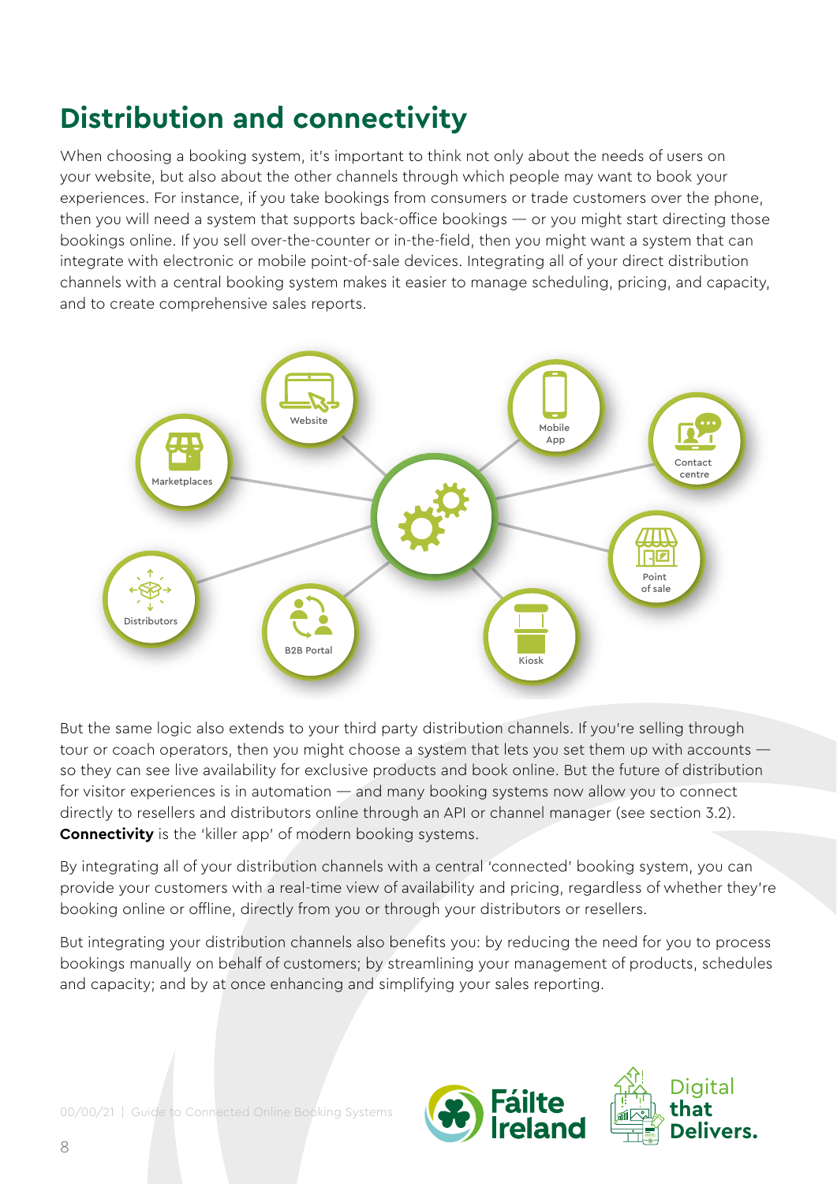# Distribution and connectivity

When choosing a booking system, it's important to think not only about the needs of users on your website, but also about the other channels through which people may want to book your experiences. For instance, if you take bookings from consumers or trade customers over the phone, then you will need a system that supports back-office bookings — or you might start directing those bookings online. If you sell over-the-counter or in-the-field, then you might want a system that can integrate with electronic or mobile point-of-sale devices. Integrating all of your direct distribution channels with a central booking system makes it easier to manage scheduling, pricing, and capacity, and to create comprehensive sales reports.

Website · Mobile App · Contact centre · Point of sale · Kiosk · B2B Portal · Distributors · Marketplaces

But the same logic also extends to your third party distribution channels. If you're selling through tour or coach operators, then you might choose a system that lets you set them up with accounts — so they can see live availability for exclusive products and book online. But the future of distribution for visitor experiences is in automation — and many booking systems now allow you to connect directly to resellers and distributors online through an API or channel manager (see section 3.2). **Connectivity** is the 'killer app' of modern booking systems.

By integrating all of your distribution channels with a central 'connected' booking system, you can provide your customers with a real-time view of availability and pricing, regardless of whether they're booking online or offline, directly from you or through your distributors or resellers.

But integrating your distribution channels also benefits you: by reducing the need for you to process bookings manually on behalf of customers; by streamlining your management of products, schedules and capacity; and by at once enhancing and simplifying your sales reporting.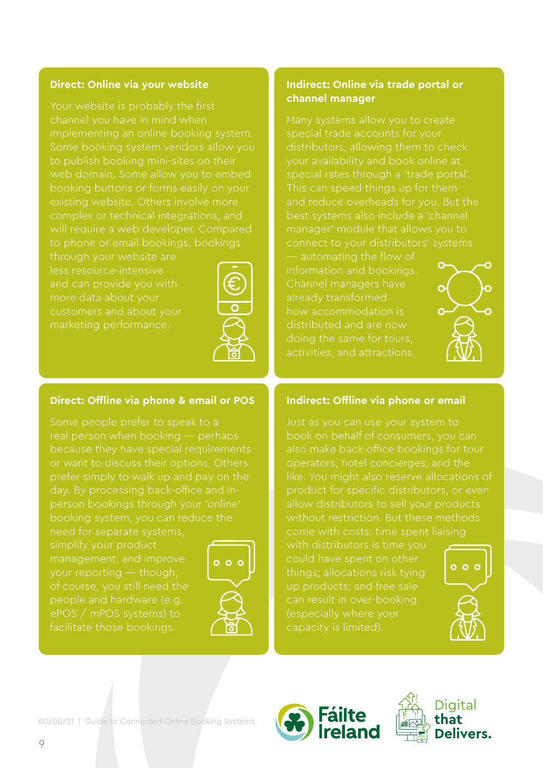### Direct: Online via your website

Your website is probably the first channel you have in mind when implementing an online booking system. Some booking system vendors allow you to publish booking mini-sites on their web domain. Some allow you to embed booking buttons or forms easily on your existing website. Others involve more complex or technical integrations, and will require a web developer. Compared to phone or email bookings, bookings through your website are less resource-intensive and can provide you with more data about your customers and about your marketing performance.

### Indirect: Online via trade portal or channel manager

Many systems allow you to create special trade accounts for your distributors, allowing them to check your availability and book online at special rates through a 'trade portal'. This can speed things up for them and reduce overheads for you. But the best systems also include a 'channel manager' module that allows you to connect to your distributors' systems — automating the flow of information and bookings. Channel managers have already transformed how accommodation is distributed and are now doing the same for tours, activities, and attractions.

### Direct: Offline via phone & email or POS

Some people prefer to speak to a real person when booking — perhaps because they have special requirements or want to discuss their options. Others prefer simply to walk up and pay on the day. By processing back-office and in-person bookings through your 'online' booking system, you can reduce the need for separate systems, simplify your product management, and improve your reporting — though, of course, you still need the people and hardware (e.g. ePOS / mPOS systems) to facilitate those bookings.

### Indirect: Offline via phone or email

Just as you can use your system to book on behalf of consumers, you can also make back-office bookings for tour operators, hotel concierges, and the like. You might also reserve allocations of product for specific distributors, or even allow distributors to sell your products without restriction. But these methods come with costs: time spent liaising with distributors is time you could have spent on other things; allocations risk tying up products; and free sale can result in over-booking (especially where your capacity is limited).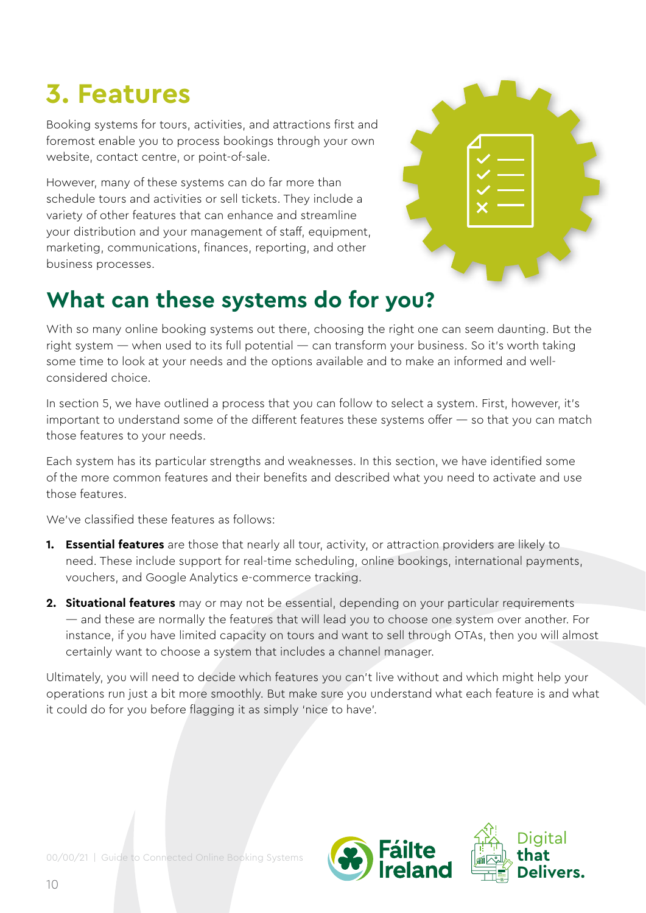# 3. Features

Booking systems for tours, activities, and attractions first and foremost enable you to process bookings through your own website, contact centre, or point-of-sale.

However, many of these systems can do far more than schedule tours and activities or sell tickets. They include a variety of other features that can enhance and streamline your distribution and your management of staff, equipment, marketing, communications, finances, reporting, and other business processes.

## What can these systems do for you?

With so many online booking systems out there, choosing the right one can seem daunting. But the right system — when used to its full potential — can transform your business. So it's worth taking some time to look at your needs and the options available and to make an informed and well-considered choice.

In section 5, we have outlined a process that you can follow to select a system. First, however, it's important to understand some of the different features these systems offer — so that you can match those features to your needs.

Each system has its particular strengths and weaknesses. In this section, we have identified some of the more common features and their benefits and described what you need to activate and use those features.

We've classified these features as follows:

1. **Essential features** are those that nearly all tour, activity, or attraction providers are likely to need. These include support for real-time scheduling, online bookings, international payments, vouchers, and Google Analytics e-commerce tracking.
2. **Situational features** may or may not be essential, depending on your particular requirements — and these are normally the features that will lead you to choose one system over another. For instance, if you have limited capacity on tours and want to sell through OTAs, then you will almost certainly want to choose a system that includes a channel manager.

Ultimately, you will need to decide which features you can't live without and which might help your operations run just a bit more smoothly. But make sure you understand what each feature is and what it could do for you before flagging it as simply 'nice to have'.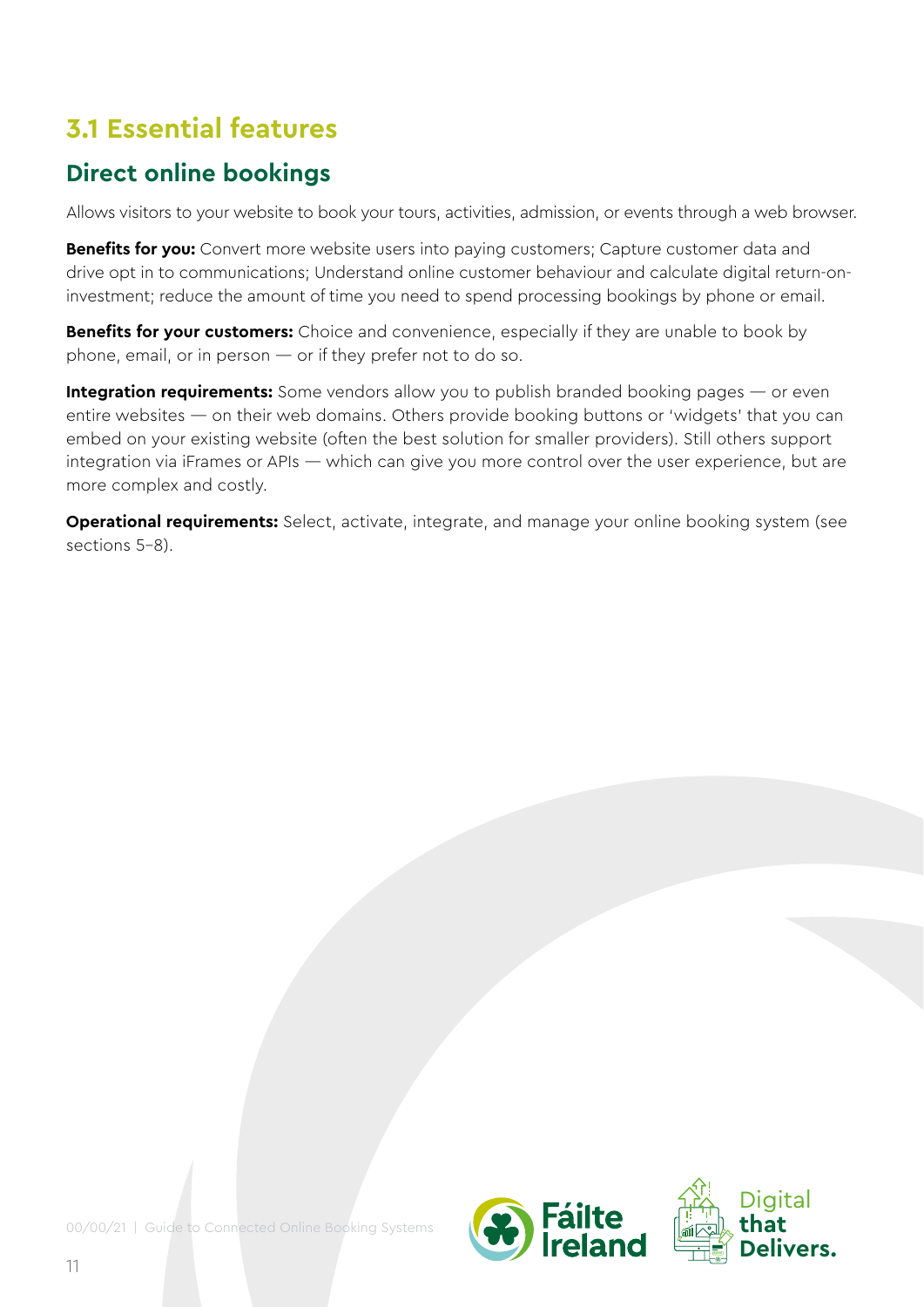## 3.1 Essential features

### Direct online bookings

Allows visitors to your website to book your tours, activities, admission, or events through a web browser.

**Benefits for you:** Convert more website users into paying customers; Capture customer data and drive opt in to communications; Understand online customer behaviour and calculate digital return-on-investment; reduce the amount of time you need to spend processing bookings by phone or email.

**Benefits for your customers:** Choice and convenience, especially if they are unable to book by phone, email, or in person — or if they prefer not to do so.

**Integration requirements:** Some vendors allow you to publish branded booking pages — or even entire websites — on their web domains. Others provide booking buttons or 'widgets' that you can embed on your existing website (often the best solution for smaller providers). Still others support integration via iFrames or APIs — which can give you more control over the user experience, but are more complex and costly.

**Operational requirements:** Select, activate, integrate, and manage your online booking system (see sections 5–8).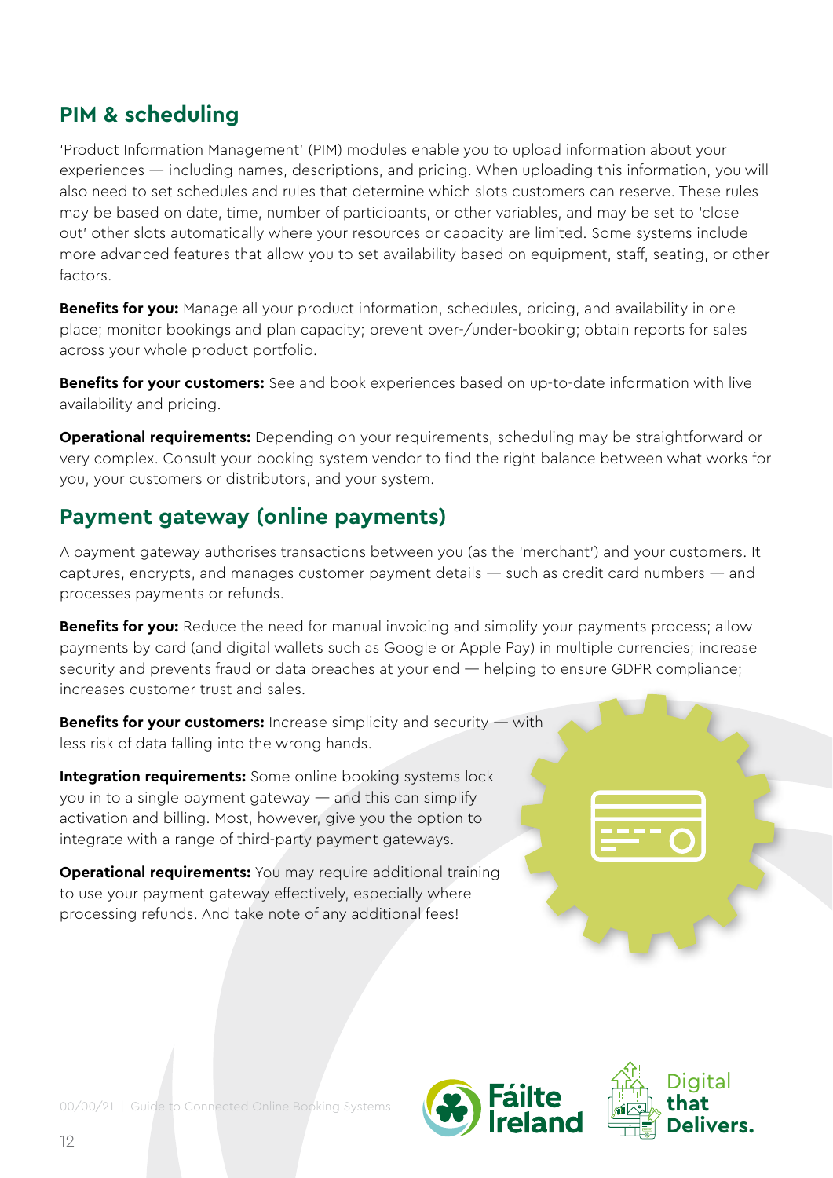## PIM & scheduling

'Product Information Management' (PIM) modules enable you to upload information about your experiences — including names, descriptions, and pricing. When uploading this information, you will also need to set schedules and rules that determine which slots customers can reserve. These rules may be based on date, time, number of participants, or other variables, and may be set to 'close out' other slots automatically where your resources or capacity are limited. Some systems include more advanced features that allow you to set availability based on equipment, staff, seating, or other factors.

**Benefits for you:** Manage all your product information, schedules, pricing, and availability in one place; monitor bookings and plan capacity; prevent over-/under-booking; obtain reports for sales across your whole product portfolio.

**Benefits for your customers:** See and book experiences based on up-to-date information with live availability and pricing.

**Operational requirements:** Depending on your requirements, scheduling may be straightforward or very complex. Consult your booking system vendor to find the right balance between what works for you, your customers or distributors, and your system.

## Payment gateway (online payments)

A payment gateway authorises transactions between you (as the 'merchant') and your customers. It captures, encrypts, and manages customer payment details — such as credit card numbers — and processes payments or refunds.

**Benefits for you:** Reduce the need for manual invoicing and simplify your payments process; allow payments by card (and digital wallets such as Google or Apple Pay) in multiple currencies; increase security and prevents fraud or data breaches at your end — helping to ensure GDPR compliance; increases customer trust and sales.

**Benefits for your customers:** Increase simplicity and security — with less risk of data falling into the wrong hands.

**Integration requirements:** Some online booking systems lock you in to a single payment gateway — and this can simplify activation and billing. Most, however, give you the option to integrate with a range of third-party payment gateways.

**Operational requirements:** You may require additional training to use your payment gateway effectively, especially where processing refunds. And take note of any additional fees!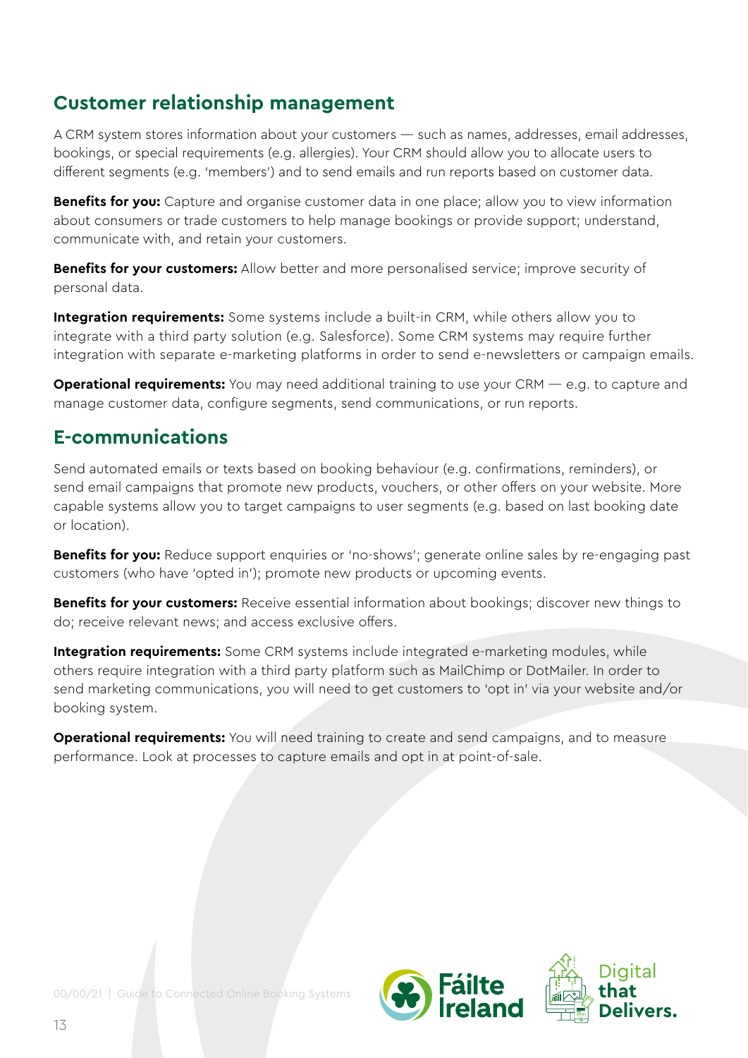## Customer relationship management

A CRM system stores information about your customers — such as names, addresses, email addresses, bookings, or special requirements (e.g. allergies). Your CRM should allow you to allocate users to different segments (e.g. 'members') and to send emails and run reports based on customer data.

**Benefits for you:** Capture and organise customer data in one place; allow you to view information about consumers or trade customers to help manage bookings or provide support; understand, communicate with, and retain your customers.

**Benefits for your customers:** Allow better and more personalised service; improve security of personal data.

**Integration requirements:** Some systems include a built-in CRM, while others allow you to integrate with a third party solution (e.g. Salesforce). Some CRM systems may require further integration with separate e-marketing platforms in order to send e-newsletters or campaign emails.

**Operational requirements:** You may need additional training to use your CRM — e.g. to capture and manage customer data, configure segments, send communications, or run reports.

## E-communications

Send automated emails or texts based on booking behaviour (e.g. confirmations, reminders), or send email campaigns that promote new products, vouchers, or other offers on your website. More capable systems allow you to target campaigns to user segments (e.g. based on last booking date or location).

**Benefits for you:** Reduce support enquiries or 'no-shows'; generate online sales by re-engaging past customers (who have 'opted in'); promote new products or upcoming events.

**Benefits for your customers:** Receive essential information about bookings; discover new things to do; receive relevant news; and access exclusive offers.

**Integration requirements:** Some CRM systems include integrated e-marketing modules, while others require integration with a third party platform such as MailChimp or DotMailer. In order to send marketing communications, you will need to get customers to 'opt in' via your website and/or booking system.

**Operational requirements:** You will need training to create and send campaigns, and to measure performance. Look at processes to capture emails and opt in at point-of-sale.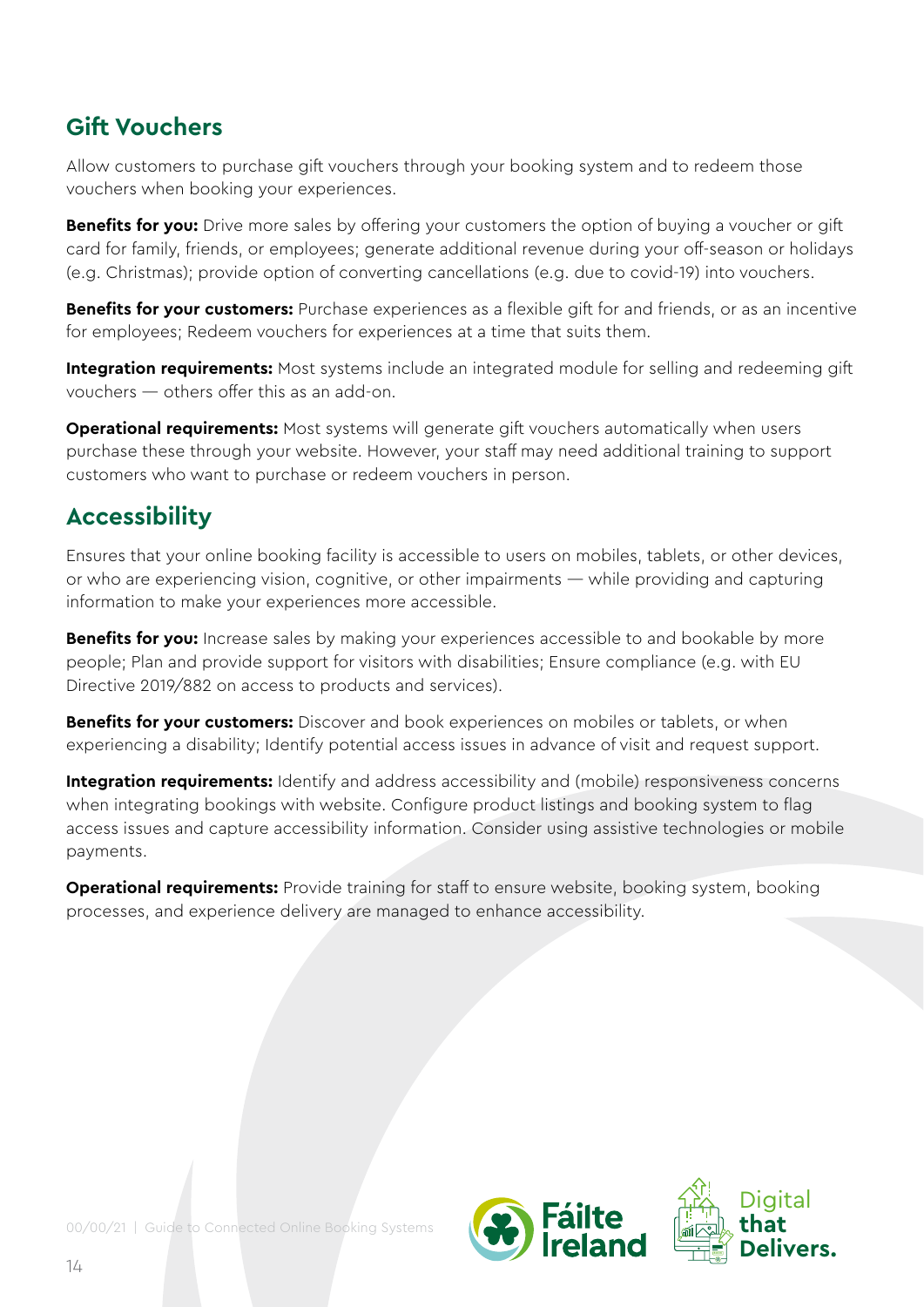## Gift Vouchers

Allow customers to purchase gift vouchers through your booking system and to redeem those vouchers when booking your experiences.

**Benefits for you:** Drive more sales by offering your customers the option of buying a voucher or gift card for family, friends, or employees; generate additional revenue during your off-season or holidays (e.g. Christmas); provide option of converting cancellations (e.g. due to covid-19) into vouchers.

**Benefits for your customers:** Purchase experiences as a flexible gift for and friends, or as an incentive for employees; Redeem vouchers for experiences at a time that suits them.

**Integration requirements:** Most systems include an integrated module for selling and redeeming gift vouchers — others offer this as an add-on.

**Operational requirements:** Most systems will generate gift vouchers automatically when users purchase these through your website. However, your staff may need additional training to support customers who want to purchase or redeem vouchers in person.

## Accessibility

Ensures that your online booking facility is accessible to users on mobiles, tablets, or other devices, or who are experiencing vision, cognitive, or other impairments — while providing and capturing information to make your experiences more accessible.

**Benefits for you:** Increase sales by making your experiences accessible to and bookable by more people; Plan and provide support for visitors with disabilities; Ensure compliance (e.g. with EU Directive 2019/882 on access to products and services).

**Benefits for your customers:** Discover and book experiences on mobiles or tablets, or when experiencing a disability; Identify potential access issues in advance of visit and request support.

**Integration requirements:** Identify and address accessibility and (mobile) responsiveness concerns when integrating bookings with website. Configure product listings and booking system to flag access issues and capture accessibility information. Consider using assistive technologies or mobile payments.

**Operational requirements:** Provide training for staff to ensure website, booking system, booking processes, and experience delivery are managed to enhance accessibility.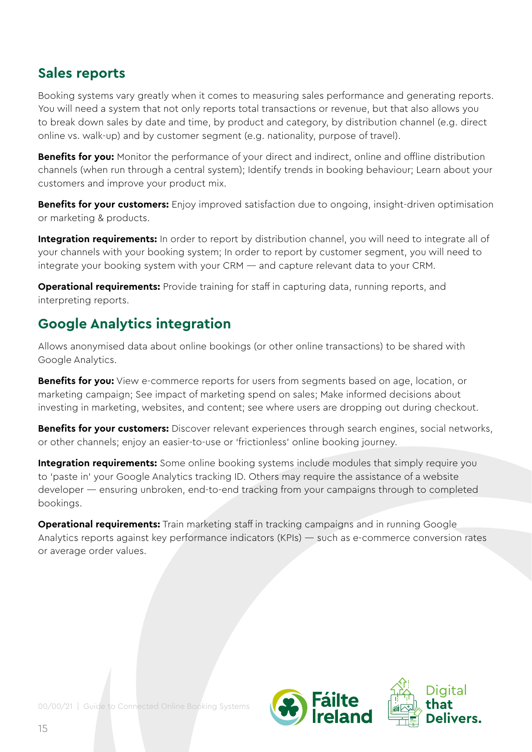## Sales reports

Booking systems vary greatly when it comes to measuring sales performance and generating reports. You will need a system that not only reports total transactions or revenue, but that also allows you to break down sales by date and time, by product and category, by distribution channel (e.g. direct online vs. walk-up) and by customer segment (e.g. nationality, purpose of travel).

**Benefits for you:** Monitor the performance of your direct and indirect, online and offline distribution channels (when run through a central system); Identify trends in booking behaviour; Learn about your customers and improve your product mix.

**Benefits for your customers:** Enjoy improved satisfaction due to ongoing, insight-driven optimisation or marketing & products.

**Integration requirements:** In order to report by distribution channel, you will need to integrate all of your channels with your booking system; In order to report by customer segment, you will need to integrate your booking system with your CRM — and capture relevant data to your CRM.

**Operational requirements:** Provide training for staff in capturing data, running reports, and interpreting reports.

## Google Analytics integration

Allows anonymised data about online bookings (or other online transactions) to be shared with Google Analytics.

**Benefits for you:** View e-commerce reports for users from segments based on age, location, or marketing campaign; See impact of marketing spend on sales; Make informed decisions about investing in marketing, websites, and content; see where users are dropping out during checkout.

**Benefits for your customers:** Discover relevant experiences through search engines, social networks, or other channels; enjoy an easier-to-use or 'frictionless' online booking journey.

**Integration requirements:** Some online booking systems include modules that simply require you to 'paste in' your Google Analytics tracking ID. Others may require the assistance of a website developer — ensuring unbroken, end-to-end tracking from your campaigns through to completed bookings.

**Operational requirements:** Train marketing staff in tracking campaigns and in running Google Analytics reports against key performance indicators (KPIs) — such as e-commerce conversion rates or average order values.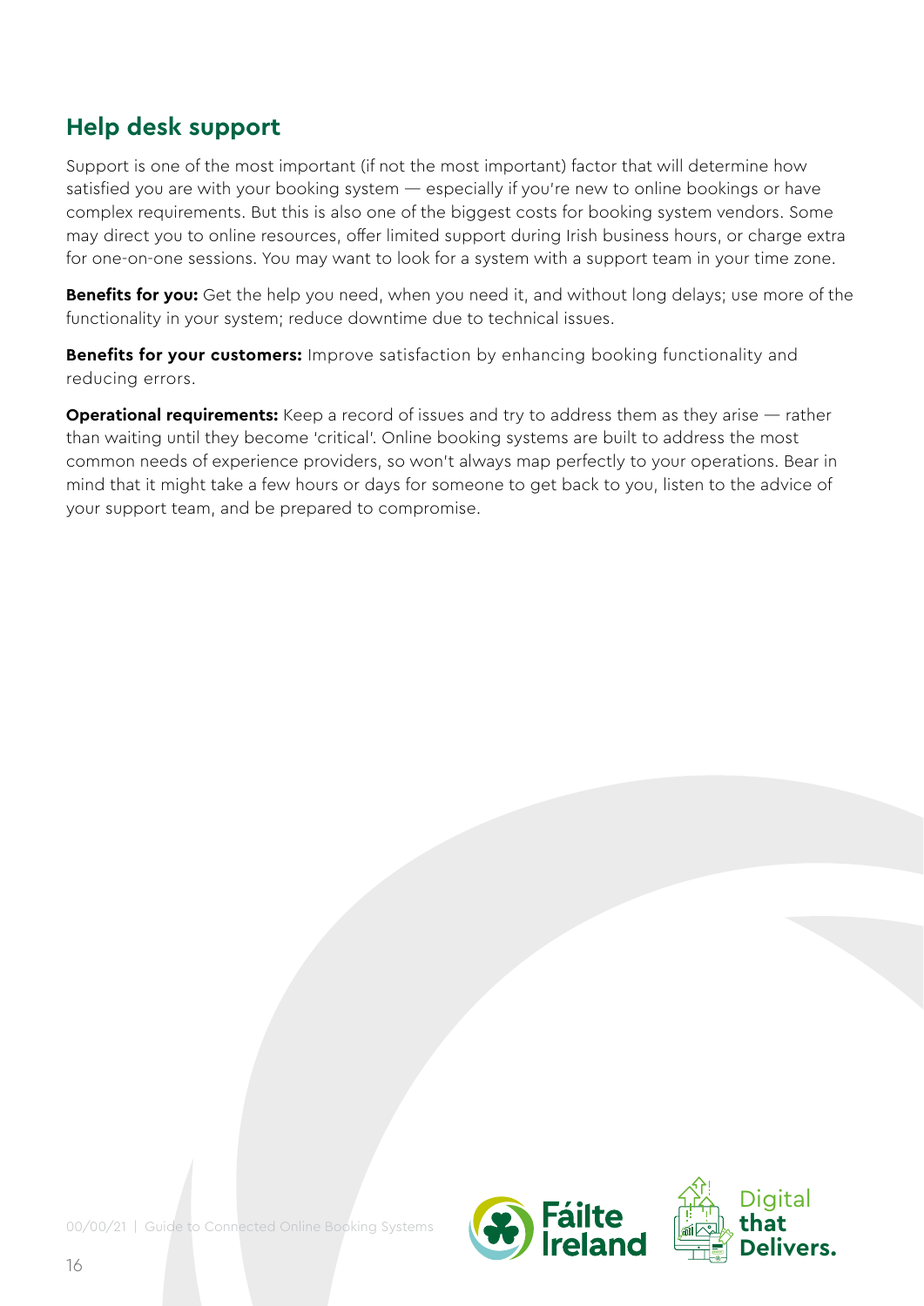## Help desk support

Support is one of the most important (if not the most important) factor that will determine how satisfied you are with your booking system — especially if you're new to online bookings or have complex requirements. But this is also one of the biggest costs for booking system vendors. Some may direct you to online resources, offer limited support during Irish business hours, or charge extra for one-on-one sessions. You may want to look for a system with a support team in your time zone.

**Benefits for you:** Get the help you need, when you need it, and without long delays; use more of the functionality in your system; reduce downtime due to technical issues.

**Benefits for your customers:** Improve satisfaction by enhancing booking functionality and reducing errors.

**Operational requirements:** Keep a record of issues and try to address them as they arise — rather than waiting until they become 'critical'. Online booking systems are built to address the most common needs of experience providers, so won't always map perfectly to your operations. Bear in mind that it might take a few hours or days for someone to get back to you, listen to the advice of your support team, and be prepared to compromise.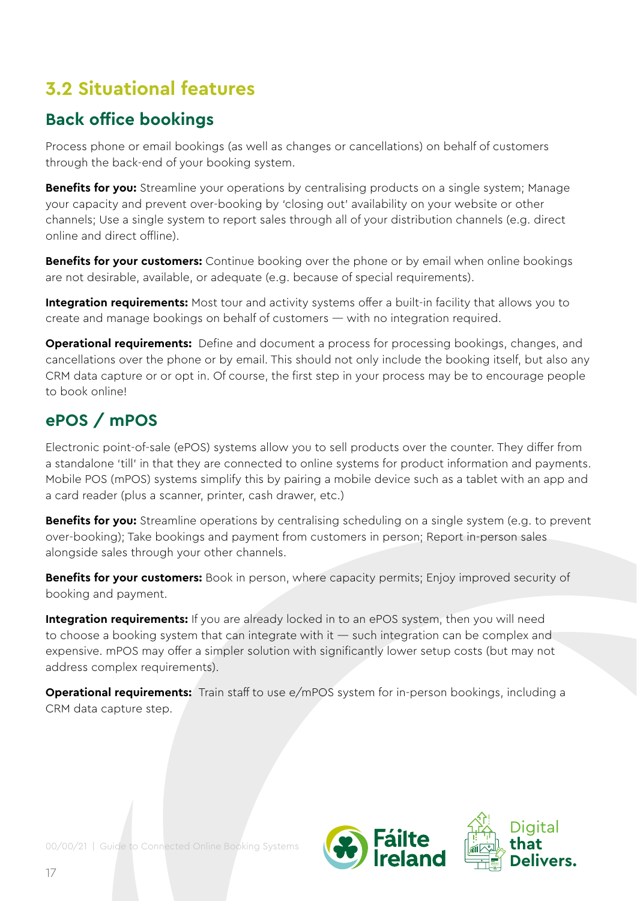## 3.2 Situational features

### Back office bookings

Process phone or email bookings (as well as changes or cancellations) on behalf of customers through the back-end of your booking system.

**Benefits for you:** Streamline your operations by centralising products on a single system; Manage your capacity and prevent over-booking by 'closing out' availability on your website or other channels; Use a single system to report sales through all of your distribution channels (e.g. direct online and direct offline).

**Benefits for your customers:** Continue booking over the phone or by email when online bookings are not desirable, available, or adequate (e.g. because of special requirements).

**Integration requirements:** Most tour and activity systems offer a built-in facility that allows you to create and manage bookings on behalf of customers — with no integration required.

**Operational requirements:** Define and document a process for processing bookings, changes, and cancellations over the phone or by email. This should not only include the booking itself, but also any CRM data capture or or opt in. Of course, the first step in your process may be to encourage people to book online!

### ePOS / mPOS

Electronic point-of-sale (ePOS) systems allow you to sell products over the counter. They differ from a standalone 'till' in that they are connected to online systems for product information and payments. Mobile POS (mPOS) systems simplify this by pairing a mobile device such as a tablet with an app and a card reader (plus a scanner, printer, cash drawer, etc.)

**Benefits for you:** Streamline operations by centralising scheduling on a single system (e.g. to prevent over-booking); Take bookings and payment from customers in person; Report in-person sales alongside sales through your other channels.

**Benefits for your customers:** Book in person, where capacity permits; Enjoy improved security of booking and payment.

**Integration requirements:** If you are already locked in to an ePOS system, then you will need to choose a booking system that can integrate with it — such integration can be complex and expensive. mPOS may offer a simpler solution with significantly lower setup costs (but may not address complex requirements).

**Operational requirements:** Train staff to use e/mPOS system for in-person bookings, including a CRM data capture step.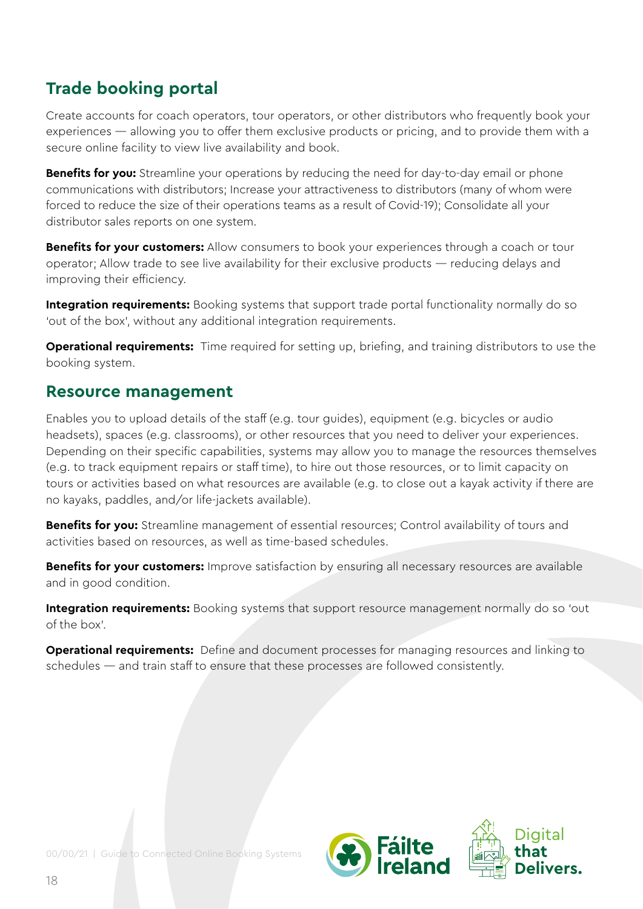## Trade booking portal

Create accounts for coach operators, tour operators, or other distributors who frequently book your experiences — allowing you to offer them exclusive products or pricing, and to provide them with a secure online facility to view live availability and book.

**Benefits for you:** Streamline your operations by reducing the need for day-to-day email or phone communications with distributors; Increase your attractiveness to distributors (many of whom were forced to reduce the size of their operations teams as a result of Covid-19); Consolidate all your distributor sales reports on one system.

**Benefits for your customers:** Allow consumers to book your experiences through a coach or tour operator; Allow trade to see live availability for their exclusive products — reducing delays and improving their efficiency.

**Integration requirements:** Booking systems that support trade portal functionality normally do so 'out of the box', without any additional integration requirements.

**Operational requirements:** Time required for setting up, briefing, and training distributors to use the booking system.

## Resource management

Enables you to upload details of the staff (e.g. tour guides), equipment (e.g. bicycles or audio headsets), spaces (e.g. classrooms), or other resources that you need to deliver your experiences. Depending on their specific capabilities, systems may allow you to manage the resources themselves (e.g. to track equipment repairs or staff time), to hire out those resources, or to limit capacity on tours or activities based on what resources are available (e.g. to close out a kayak activity if there are no kayaks, paddles, and/or life-jackets available).

**Benefits for you:** Streamline management of essential resources; Control availability of tours and activities based on resources, as well as time-based schedules.

**Benefits for your customers:** Improve satisfaction by ensuring all necessary resources are available and in good condition.

**Integration requirements:** Booking systems that support resource management normally do so 'out of the box'.

**Operational requirements:** Define and document processes for managing resources and linking to schedules — and train staff to ensure that these processes are followed consistently.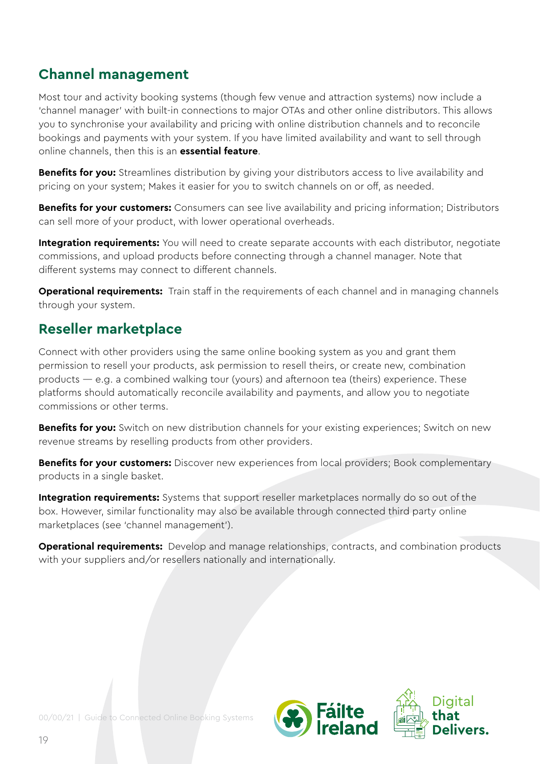## Channel management

Most tour and activity booking systems (though few venue and attraction systems) now include a 'channel manager' with built-in connections to major OTAs and other online distributors. This allows you to synchronise your availability and pricing with online distribution channels and to reconcile bookings and payments with your system. If you have limited availability and want to sell through online channels, then this is an **essential feature**.

**Benefits for you:** Streamlines distribution by giving your distributors access to live availability and pricing on your system; Makes it easier for you to switch channels on or off, as needed.

**Benefits for your customers:** Consumers can see live availability and pricing information; Distributors can sell more of your product, with lower operational overheads.

**Integration requirements:** You will need to create separate accounts with each distributor, negotiate commissions, and upload products before connecting through a channel manager. Note that different systems may connect to different channels.

**Operational requirements:** Train staff in the requirements of each channel and in managing channels through your system.

## Reseller marketplace

Connect with other providers using the same online booking system as you and grant them permission to resell your products, ask permission to resell theirs, or create new, combination products — e.g. a combined walking tour (yours) and afternoon tea (theirs) experience. These platforms should automatically reconcile availability and payments, and allow you to negotiate commissions or other terms.

**Benefits for you:** Switch on new distribution channels for your existing experiences; Switch on new revenue streams by reselling products from other providers.

**Benefits for your customers:** Discover new experiences from local providers; Book complementary products in a single basket.

**Integration requirements:** Systems that support reseller marketplaces normally do so out of the box. However, similar functionality may also be available through connected third party online marketplaces (see 'channel management').

**Operational requirements:** Develop and manage relationships, contracts, and combination products with your suppliers and/or resellers nationally and internationally.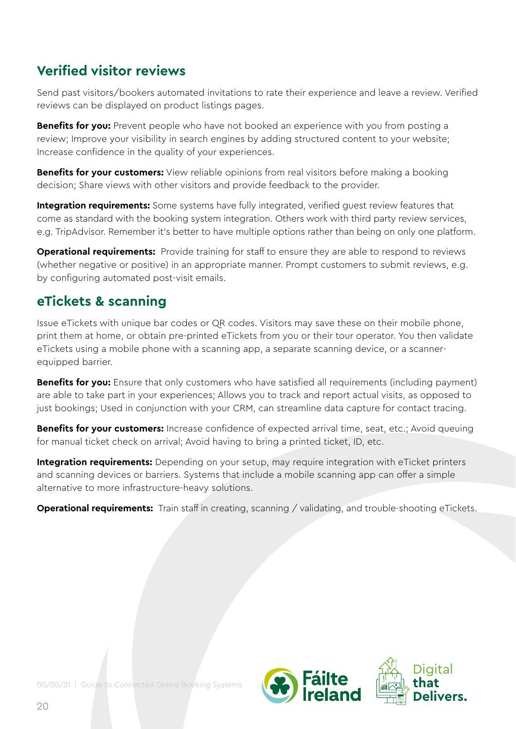## Verified visitor reviews

Send past visitors/bookers automated invitations to rate their experience and leave a review. Verified reviews can be displayed on product listings pages.

**Benefits for you:** Prevent people who have not booked an experience with you from posting a review; Improve your visibility in search engines by adding structured content to your website; Increase confidence in the quality of your experiences.

**Benefits for your customers:** View reliable opinions from real visitors before making a booking decision; Share views with other visitors and provide feedback to the provider.

**Integration requirements:** Some systems have fully integrated, verified guest review features that come as standard with the booking system integration. Others work with third party review services, e.g. TripAdvisor. Remember it's better to have multiple options rather than being on only one platform.

**Operational requirements:** Provide training for staff to ensure they are able to respond to reviews (whether negative or positive) in an appropriate manner. Prompt customers to submit reviews, e.g. by configuring automated post-visit emails.

## eTickets & scanning

Issue eTickets with unique bar codes or QR codes. Visitors may save these on their mobile phone, print them at home, or obtain pre-printed eTickets from you or their tour operator. You then validate eTickets using a mobile phone with a scanning app, a separate scanning device, or a scanner-equipped barrier.

**Benefits for you:** Ensure that only customers who have satisfied all requirements (including payment) are able to take part in your experiences; Allows you to track and report actual visits, as opposed to just bookings; Used in conjunction with your CRM, can streamline data capture for contact tracing.

**Benefits for your customers:** Increase confidence of expected arrival time, seat, etc.; Avoid queuing for manual ticket check on arrival; Avoid having to bring a printed ticket, ID, etc.

**Integration requirements:** Depending on your setup, may require integration with eTicket printers and scanning devices or barriers. Systems that include a mobile scanning app can offer a simple alternative to more infrastructure-heavy solutions.

**Operational requirements:** Train staff in creating, scanning / validating, and trouble-shooting eTickets.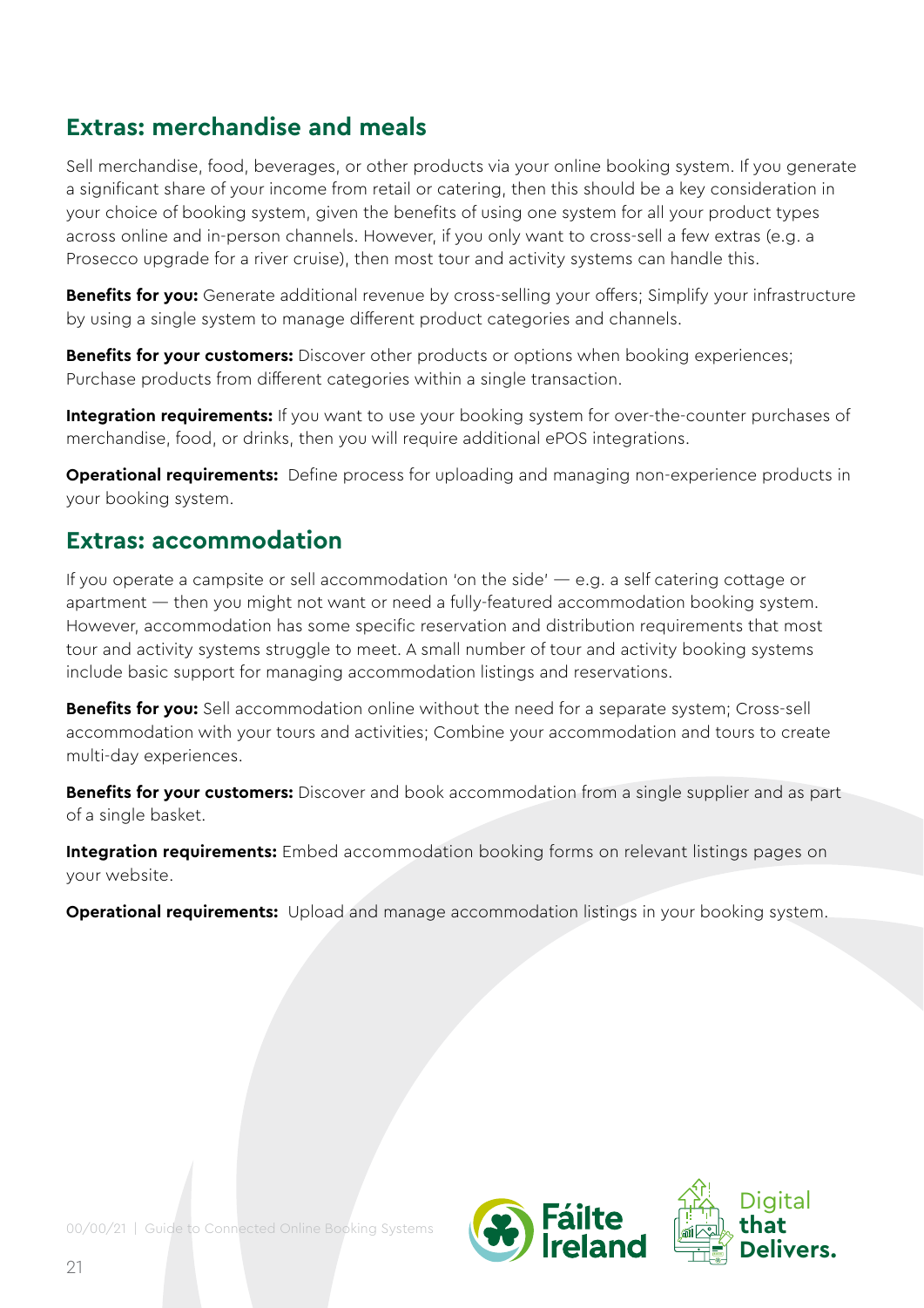## Extras: merchandise and meals

Sell merchandise, food, beverages, or other products via your online booking system. If you generate a significant share of your income from retail or catering, then this should be a key consideration in your choice of booking system, given the benefits of using one system for all your product types across online and in-person channels. However, if you only want to cross-sell a few extras (e.g. a Prosecco upgrade for a river cruise), then most tour and activity systems can handle this.

**Benefits for you:** Generate additional revenue by cross-selling your offers; Simplify your infrastructure by using a single system to manage different product categories and channels.

**Benefits for your customers:** Discover other products or options when booking experiences; Purchase products from different categories within a single transaction.

**Integration requirements:** If you want to use your booking system for over-the-counter purchases of merchandise, food, or drinks, then you will require additional ePOS integrations.

**Operational requirements:** Define process for uploading and managing non-experience products in your booking system.

## Extras: accommodation

If you operate a campsite or sell accommodation 'on the side' — e.g. a self catering cottage or apartment — then you might not want or need a fully-featured accommodation booking system. However, accommodation has some specific reservation and distribution requirements that most tour and activity systems struggle to meet. A small number of tour and activity booking systems include basic support for managing accommodation listings and reservations.

**Benefits for you:** Sell accommodation online without the need for a separate system; Cross-sell accommodation with your tours and activities; Combine your accommodation and tours to create multi-day experiences.

**Benefits for your customers:** Discover and book accommodation from a single supplier and as part of a single basket.

**Integration requirements:** Embed accommodation booking forms on relevant listings pages on your website.

**Operational requirements:** Upload and manage accommodation listings in your booking system.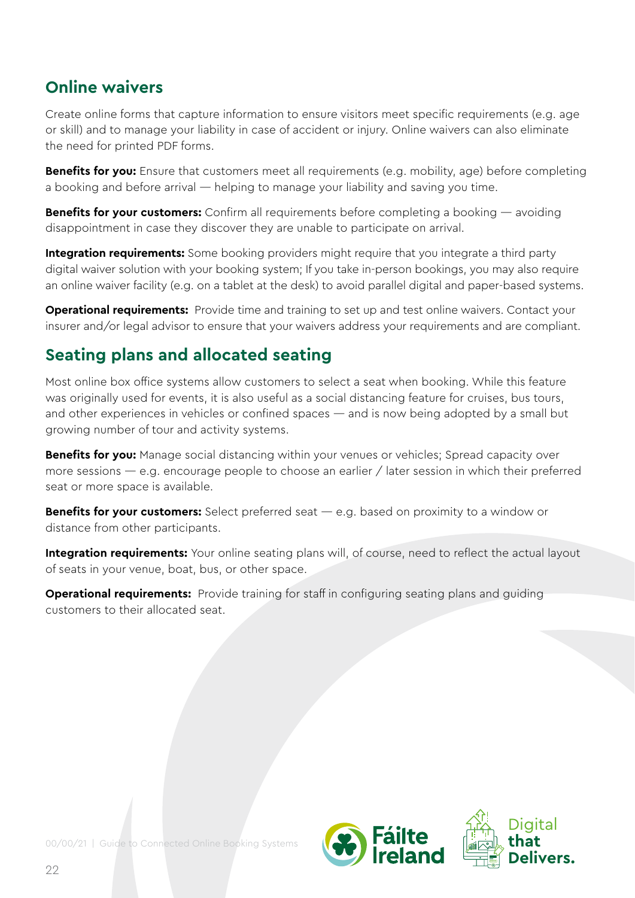## Online waivers

Create online forms that capture information to ensure visitors meet specific requirements (e.g. age or skill) and to manage your liability in case of accident or injury. Online waivers can also eliminate the need for printed PDF forms.

**Benefits for you:** Ensure that customers meet all requirements (e.g. mobility, age) before completing a booking and before arrival — helping to manage your liability and saving you time.

**Benefits for your customers:** Confirm all requirements before completing a booking — avoiding disappointment in case they discover they are unable to participate on arrival.

**Integration requirements:** Some booking providers might require that you integrate a third party digital waiver solution with your booking system; If you take in-person bookings, you may also require an online waiver facility (e.g. on a tablet at the desk) to avoid parallel digital and paper-based systems.

**Operational requirements:** Provide time and training to set up and test online waivers. Contact your insurer and/or legal advisor to ensure that your waivers address your requirements and are compliant.

## Seating plans and allocated seating

Most online box office systems allow customers to select a seat when booking. While this feature was originally used for events, it is also useful as a social distancing feature for cruises, bus tours, and other experiences in vehicles or confined spaces — and is now being adopted by a small but growing number of tour and activity systems.

**Benefits for you:** Manage social distancing within your venues or vehicles; Spread capacity over more sessions — e.g. encourage people to choose an earlier / later session in which their preferred seat or more space is available.

**Benefits for your customers:** Select preferred seat — e.g. based on proximity to a window or distance from other participants.

**Integration requirements:** Your online seating plans will, of course, need to reflect the actual layout of seats in your venue, boat, bus, or other space.

**Operational requirements:** Provide training for staff in configuring seating plans and guiding customers to their allocated seat.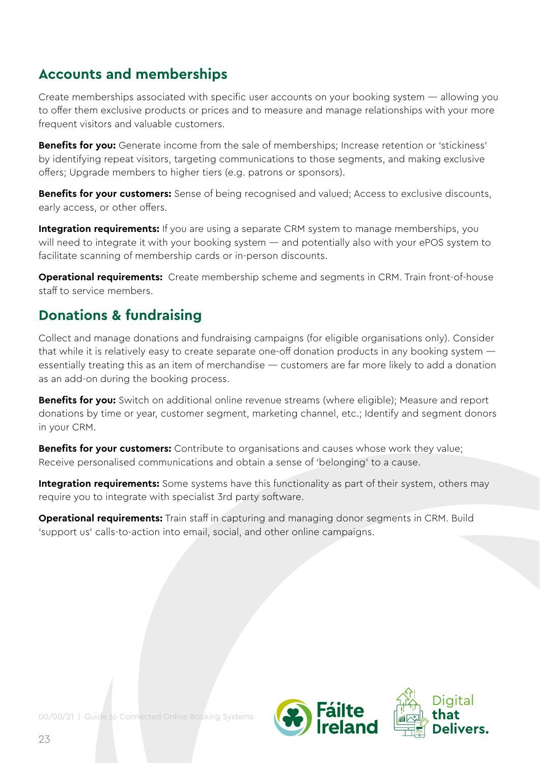## Accounts and memberships

Create memberships associated with specific user accounts on your booking system — allowing you to offer them exclusive products or prices and to measure and manage relationships with your more frequent visitors and valuable customers.

**Benefits for you:** Generate income from the sale of memberships; Increase retention or 'stickiness' by identifying repeat visitors, targeting communications to those segments, and making exclusive offers; Upgrade members to higher tiers (e.g. patrons or sponsors).

**Benefits for your customers:** Sense of being recognised and valued; Access to exclusive discounts, early access, or other offers.

**Integration requirements:** If you are using a separate CRM system to manage memberships, you will need to integrate it with your booking system — and potentially also with your ePOS system to facilitate scanning of membership cards or in-person discounts.

**Operational requirements:** Create membership scheme and segments in CRM. Train front-of-house staff to service members.

## Donations & fundraising

Collect and manage donations and fundraising campaigns (for eligible organisations only). Consider that while it is relatively easy to create separate one-off donation products in any booking system — essentially treating this as an item of merchandise — customers are far more likely to add a donation as an add-on during the booking process.

**Benefits for you:** Switch on additional online revenue streams (where eligible); Measure and report donations by time or year, customer segment, marketing channel, etc.; Identify and segment donors in your CRM.

**Benefits for your customers:** Contribute to organisations and causes whose work they value; Receive personalised communications and obtain a sense of 'belonging' to a cause.

**Integration requirements:** Some systems have this functionality as part of their system, others may require you to integrate with specialist 3rd party software.

**Operational requirements:** Train staff in capturing and managing donor segments in CRM. Build 'support us' calls-to-action into email, social, and other online campaigns.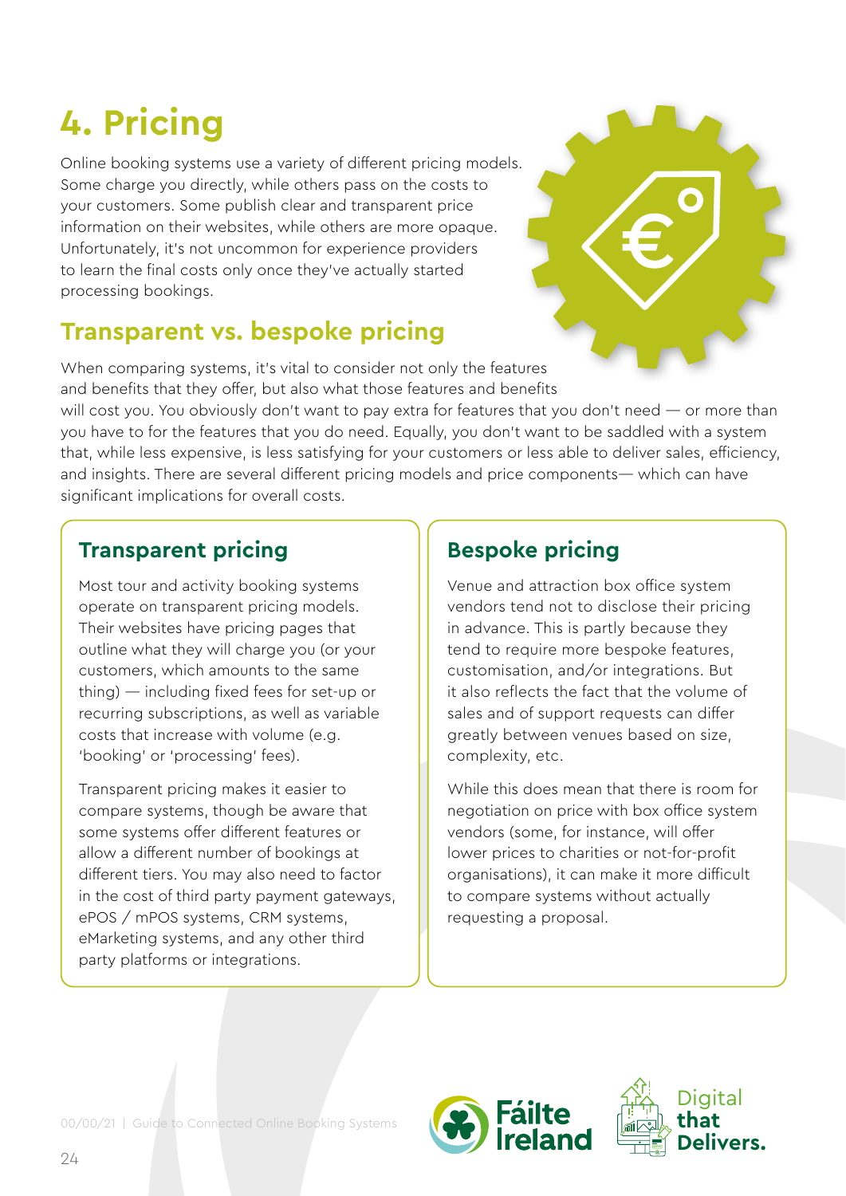# 4. Pricing

Online booking systems use a variety of different pricing models. Some charge you directly, while others pass on the costs to your customers. Some publish clear and transparent price information on their websites, while others are more opaque. Unfortunately, it's not uncommon for experience providers to learn the final costs only once they've actually started processing bookings.

## Transparent vs. bespoke pricing

When comparing systems, it's vital to consider not only the features and benefits that they offer, but also what those features and benefits will cost you. You obviously don't want to pay extra for features that you don't need — or more than you have to for the features that you do need. Equally, you don't want to be saddled with a system that, while less expensive, is less satisfying for your customers or less able to deliver sales, efficiency, and insights. There are several different pricing models and price components— which can have significant implications for overall costs.

### Transparent pricing

Most tour and activity booking systems operate on transparent pricing models. Their websites have pricing pages that outline what they will charge you (or your customers, which amounts to the same thing) — including fixed fees for set-up or recurring subscriptions, as well as variable costs that increase with volume (e.g. 'booking' or 'processing' fees).

Transparent pricing makes it easier to compare systems, though be aware that some systems offer different features or allow a different number of bookings at different tiers. You may also need to factor in the cost of third party payment gateways, ePOS / mPOS systems, CRM systems, eMarketing systems, and any other third party platforms or integrations.

### Bespoke pricing

Venue and attraction box office system vendors tend not to disclose their pricing in advance. This is partly because they tend to require more bespoke features, customisation, and/or integrations. But it also reflects the fact that the volume of sales and of support requests can differ greatly between venues based on size, complexity, etc.

While this does mean that there is room for negotiation on price with box office system vendors (some, for instance, will offer lower prices to charities or not-for-profit organisations), it can make it more difficult to compare systems without actually requesting a proposal.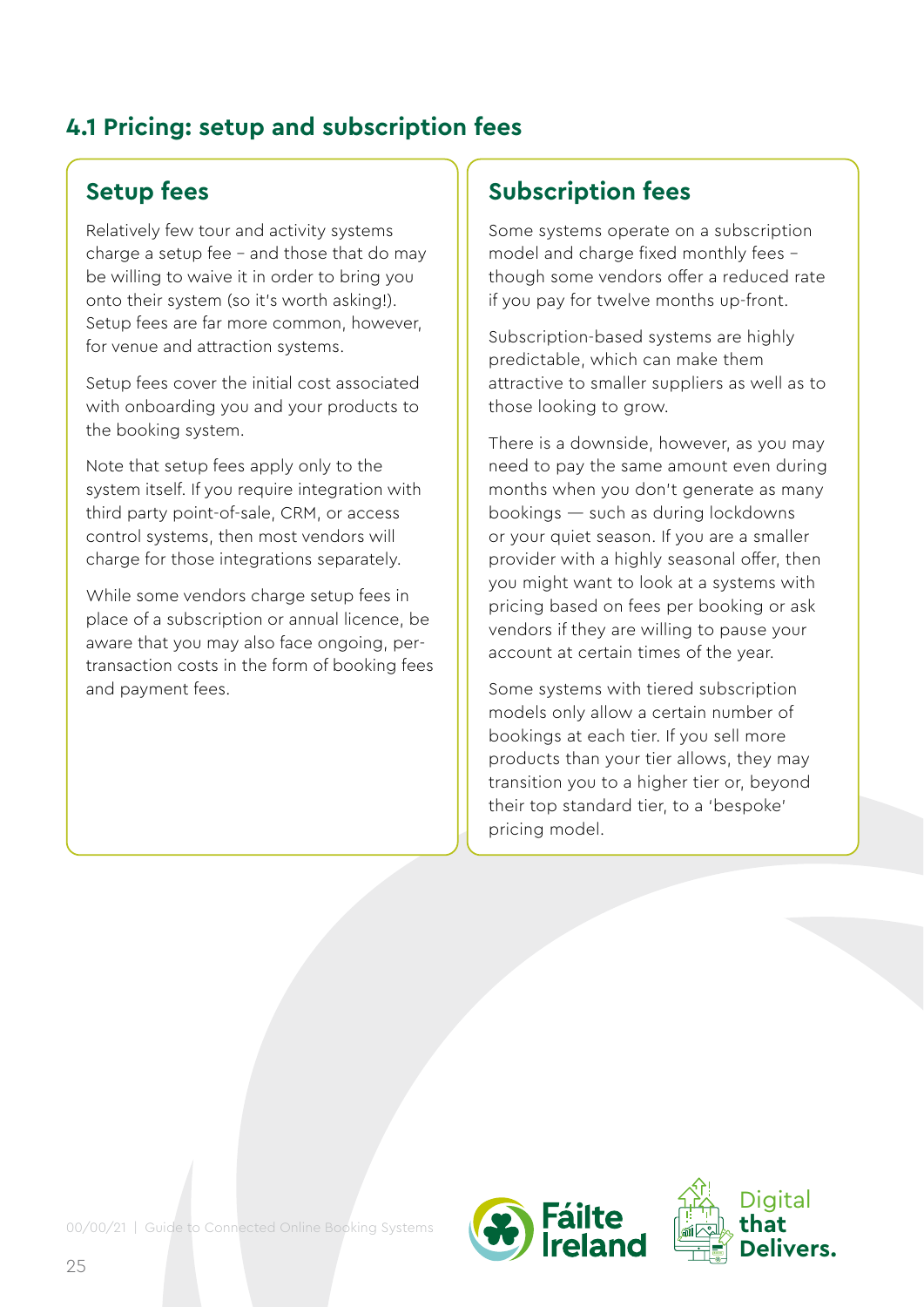## 4.1 Pricing: setup and subscription fees

### Setup fees

Relatively few tour and activity systems charge a setup fee – and those that do may be willing to waive it in order to bring you onto their system (so it's worth asking!). Setup fees are far more common, however, for venue and attraction systems.

Setup fees cover the initial cost associated with onboarding you and your products to the booking system.

Note that setup fees apply only to the system itself. If you require integration with third party point-of-sale, CRM, or access control systems, then most vendors will charge for those integrations separately.

While some vendors charge setup fees in place of a subscription or annual licence, be aware that you may also face ongoing, per-transaction costs in the form of booking fees and payment fees.

### Subscription fees

Some systems operate on a subscription model and charge fixed monthly fees – though some vendors offer a reduced rate if you pay for twelve months up-front.

Subscription-based systems are highly predictable, which can make them attractive to smaller suppliers as well as to those looking to grow.

There is a downside, however, as you may need to pay the same amount even during months when you don't generate as many bookings — such as during lockdowns or your quiet season. If you are a smaller provider with a highly seasonal offer, then you might want to look at a systems with pricing based on fees per booking or ask vendors if they are willing to pause your account at certain times of the year.

Some systems with tiered subscription models only allow a certain number of bookings at each tier. If you sell more products than your tier allows, they may transition you to a higher tier or, beyond their top standard tier, to a 'bespoke' pricing model.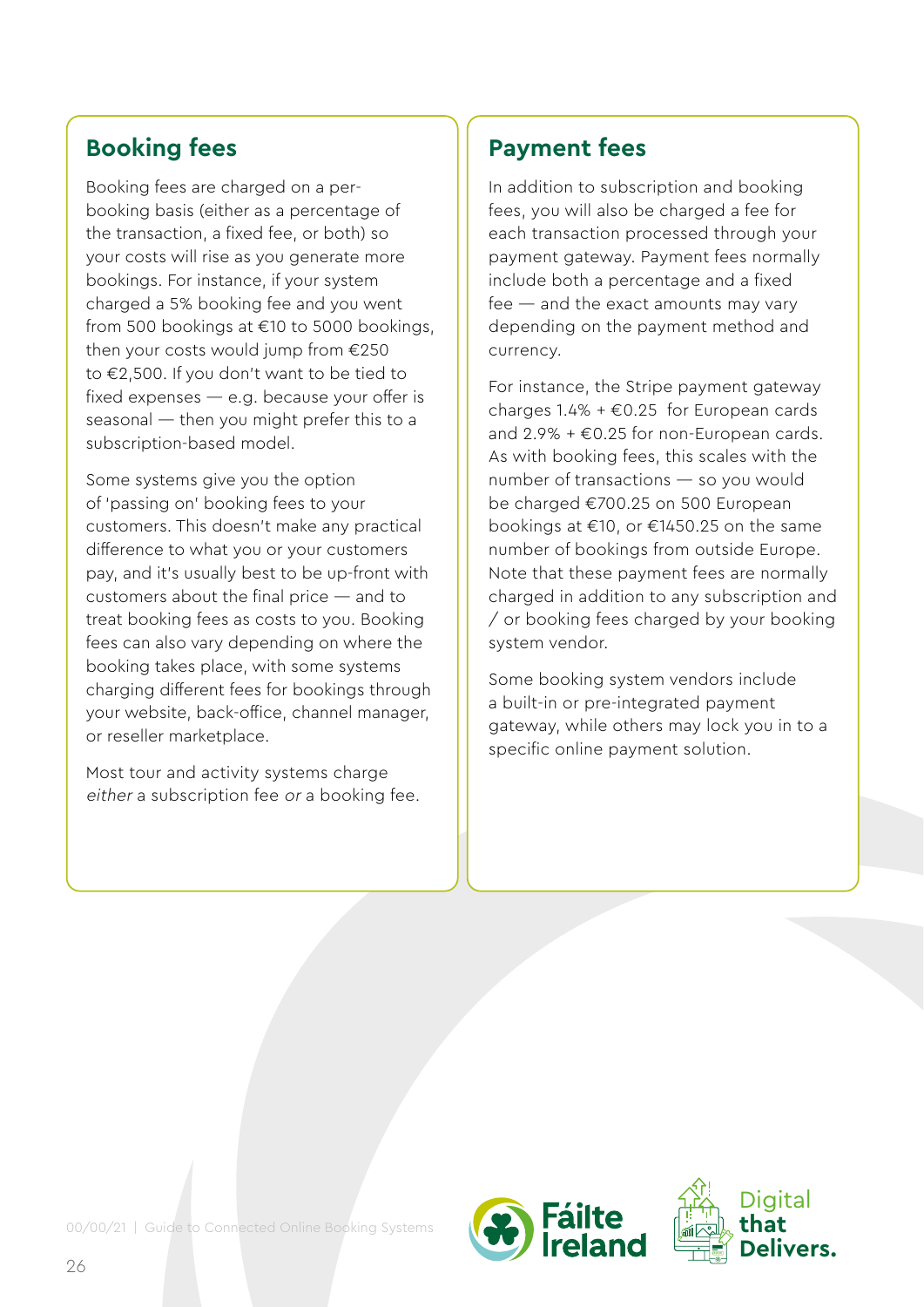## Booking fees

Booking fees are charged on a per-booking basis (either as a percentage of the transaction, a fixed fee, or both) so your costs will rise as you generate more bookings. For instance, if your system charged a 5% booking fee and you went from 500 bookings at €10 to 5000 bookings, then your costs would jump from €250 to €2,500. If you don't want to be tied to fixed expenses — e.g. because your offer is seasonal — then you might prefer this to a subscription-based model.

Some systems give you the option of 'passing on' booking fees to your customers. This doesn't make any practical difference to what you or your customers pay, and it's usually best to be up-front with customers about the final price — and to treat booking fees as costs to you. Booking fees can also vary depending on where the booking takes place, with some systems charging different fees for bookings through your website, back-office, channel manager, or reseller marketplace.

Most tour and activity systems charge *either* a subscription fee *or* a booking fee.

## Payment fees

In addition to subscription and booking fees, you will also be charged a fee for each transaction processed through your payment gateway. Payment fees normally include both a percentage and a fixed fee — and the exact amounts may vary depending on the payment method and currency.

For instance, the Stripe payment gateway charges 1.4% + €0.25 for European cards and 2.9% + €0.25 for non-European cards. As with booking fees, this scales with the number of transactions — so you would be charged €700.25 on 500 European bookings at €10, or €1450.25 on the same number of bookings from outside Europe. Note that these payment fees are normally charged in addition to any subscription and / or booking fees charged by your booking system vendor.

Some booking system vendors include a built-in or pre-integrated payment gateway, while others may lock you in to a specific online payment solution.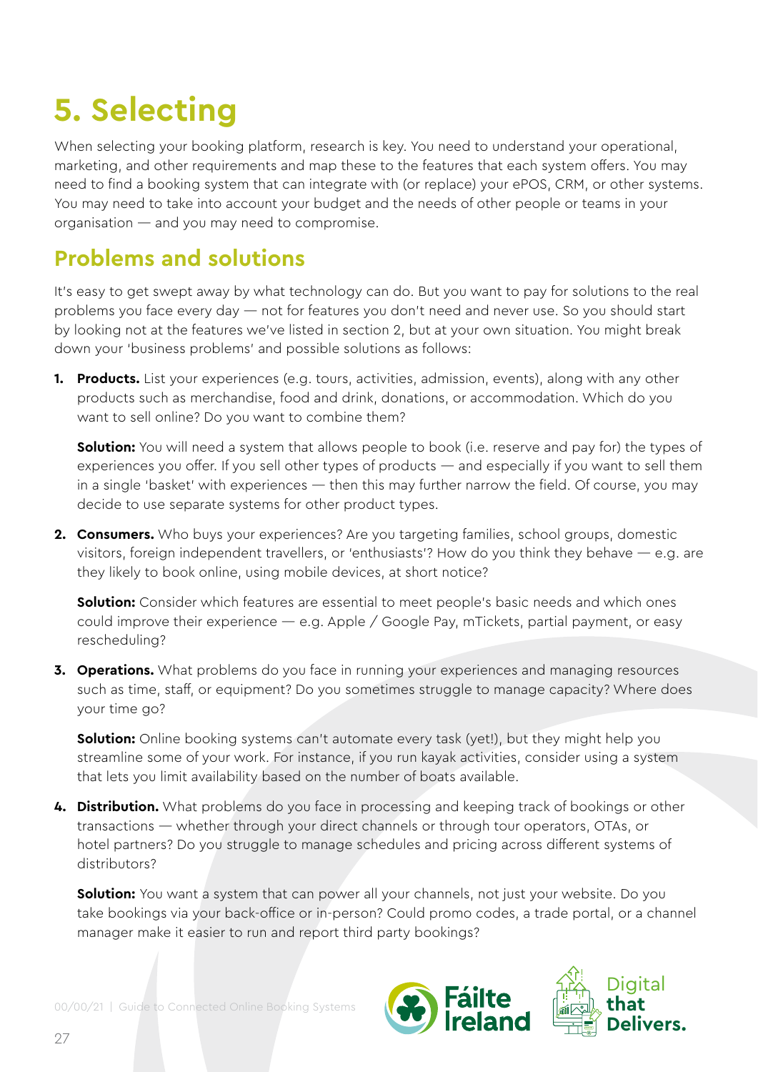# 5. Selecting

When selecting your booking platform, research is key. You need to understand your operational, marketing, and other requirements and map these to the features that each system offers. You may need to find a booking system that can integrate with (or replace) your ePOS, CRM, or other systems. You may need to take into account your budget and the needs of other people or teams in your organisation — and you may need to compromise.

## Problems and solutions

It's easy to get swept away by what technology can do. But you want to pay for solutions to the real problems you face every day — not for features you don't need and never use. So you should start by looking not at the features we've listed in section 2, but at your own situation. You might break down your 'business problems' and possible solutions as follows:

1. **Products.** List your experiences (e.g. tours, activities, admission, events), along with any other products such as merchandise, food and drink, donations, or accommodation. Which do you want to sell online? Do you want to combine them?

   **Solution:** You will need a system that allows people to book (i.e. reserve and pay for) the types of experiences you offer. If you sell other types of products — and especially if you want to sell them in a single 'basket' with experiences — then this may further narrow the field. Of course, you may decide to use separate systems for other product types.

2. **Consumers.** Who buys your experiences? Are you targeting families, school groups, domestic visitors, foreign independent travellers, or 'enthusiasts'? How do you think they behave — e.g. are they likely to book online, using mobile devices, at short notice?

   **Solution:** Consider which features are essential to meet people's basic needs and which ones could improve their experience — e.g. Apple / Google Pay, mTickets, partial payment, or easy rescheduling?

3. **Operations.** What problems do you face in running your experiences and managing resources such as time, staff, or equipment? Do you sometimes struggle to manage capacity? Where does your time go?

   **Solution:** Online booking systems can't automate every task (yet!), but they might help you streamline some of your work. For instance, if you run kayak activities, consider using a system that lets you limit availability based on the number of boats available.

4. **Distribution.** What problems do you face in processing and keeping track of bookings or other transactions — whether through your direct channels or through tour operators, OTAs, or hotel partners? Do you struggle to manage schedules and pricing across different systems of distributors?

   **Solution:** You want a system that can power all your channels, not just your website. Do you take bookings via your back-office or in-person? Could promo codes, a trade portal, or a channel manager make it easier to run and report third party bookings?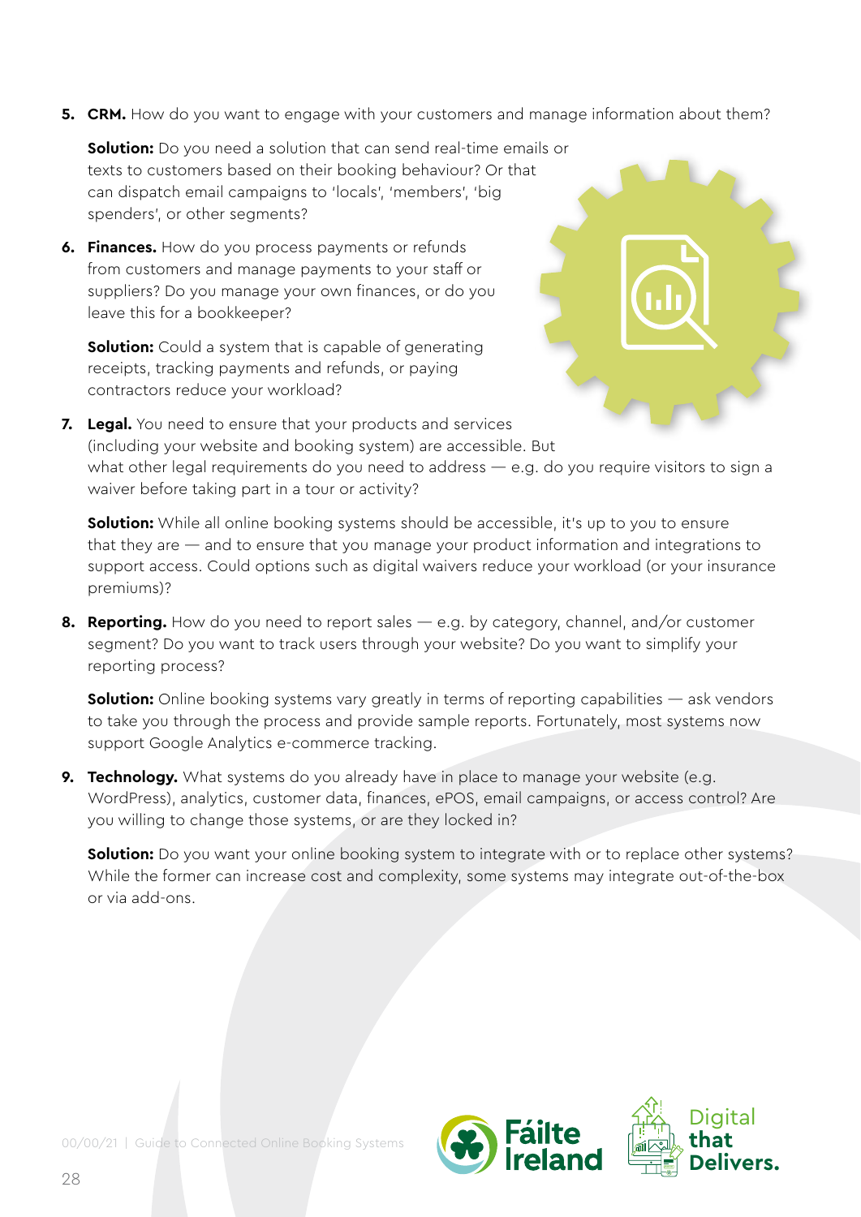5. **CRM.** How do you want to engage with your customers and manage information about them?

   **Solution:** Do you need a solution that can send real-time emails or texts to customers based on their booking behaviour? Or that can dispatch email campaigns to 'locals', 'members', 'big spenders', or other segments?

6. **Finances.** How do you process payments or refunds from customers and manage payments to your staff or suppliers? Do you manage your own finances, or do you leave this for a bookkeeper?

   **Solution:** Could a system that is capable of generating receipts, tracking payments and refunds, or paying contractors reduce your workload?

7. **Legal.** You need to ensure that your products and services (including your website and booking system) are accessible. But what other legal requirements do you need to address — e.g. do you require visitors to sign a waiver before taking part in a tour or activity?

   **Solution:** While all online booking systems should be accessible, it's up to you to ensure that they are — and to ensure that you manage your product information and integrations to support access. Could options such as digital waivers reduce your workload (or your insurance premiums)?

8. **Reporting.** How do you need to report sales — e.g. by category, channel, and/or customer segment? Do you want to track users through your website? Do you want to simplify your reporting process?

   **Solution:** Online booking systems vary greatly in terms of reporting capabilities — ask vendors to take you through the process and provide sample reports. Fortunately, most systems now support Google Analytics e-commerce tracking.

9. **Technology.** What systems do you already have in place to manage your website (e.g. WordPress), analytics, customer data, finances, ePOS, email campaigns, or access control? Are you willing to change those systems, or are they locked in?

   **Solution:** Do you want your online booking system to integrate with or to replace other systems? While the former can increase cost and complexity, some systems may integrate out-of-the-box or via add-ons.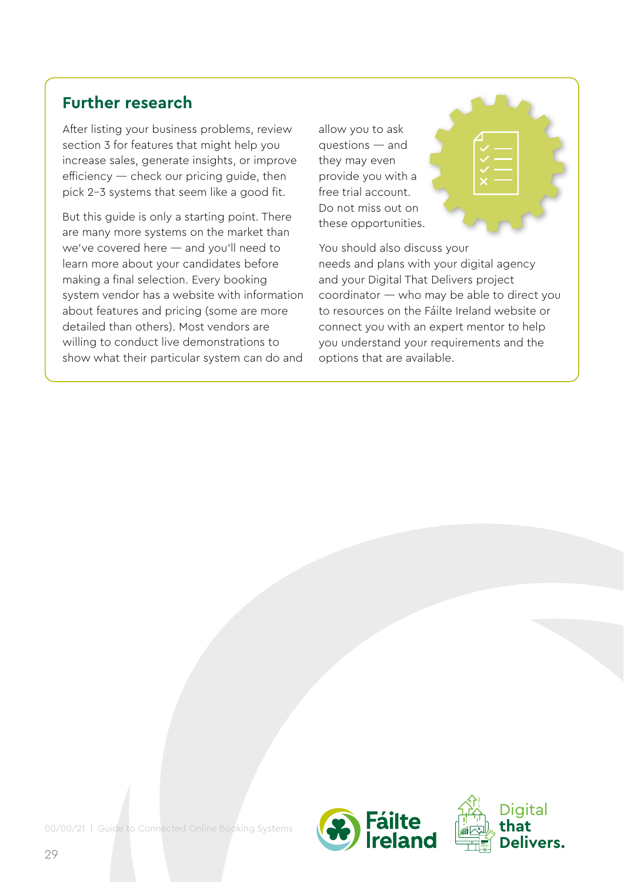## Further research

After listing your business problems, review section 3 for features that might help you increase sales, generate insights, or improve efficiency — check our pricing guide, then pick 2–3 systems that seem like a good fit.

But this guide is only a starting point. There are many more systems on the market than we've covered here — and you'll need to learn more about your candidates before making a final selection. Every booking system vendor has a website with information about features and pricing (some are more detailed than others). Most vendors are willing to conduct live demonstrations to show what their particular system can do and allow you to ask questions — and they may even provide you with a free trial account. Do not miss out on these opportunities.

You should also discuss your needs and plans with your digital agency and your Digital That Delivers project coordinator — who may be able to direct you to resources on the Fáilte Ireland website or connect you with an expert mentor to help you understand your requirements and the options that are available.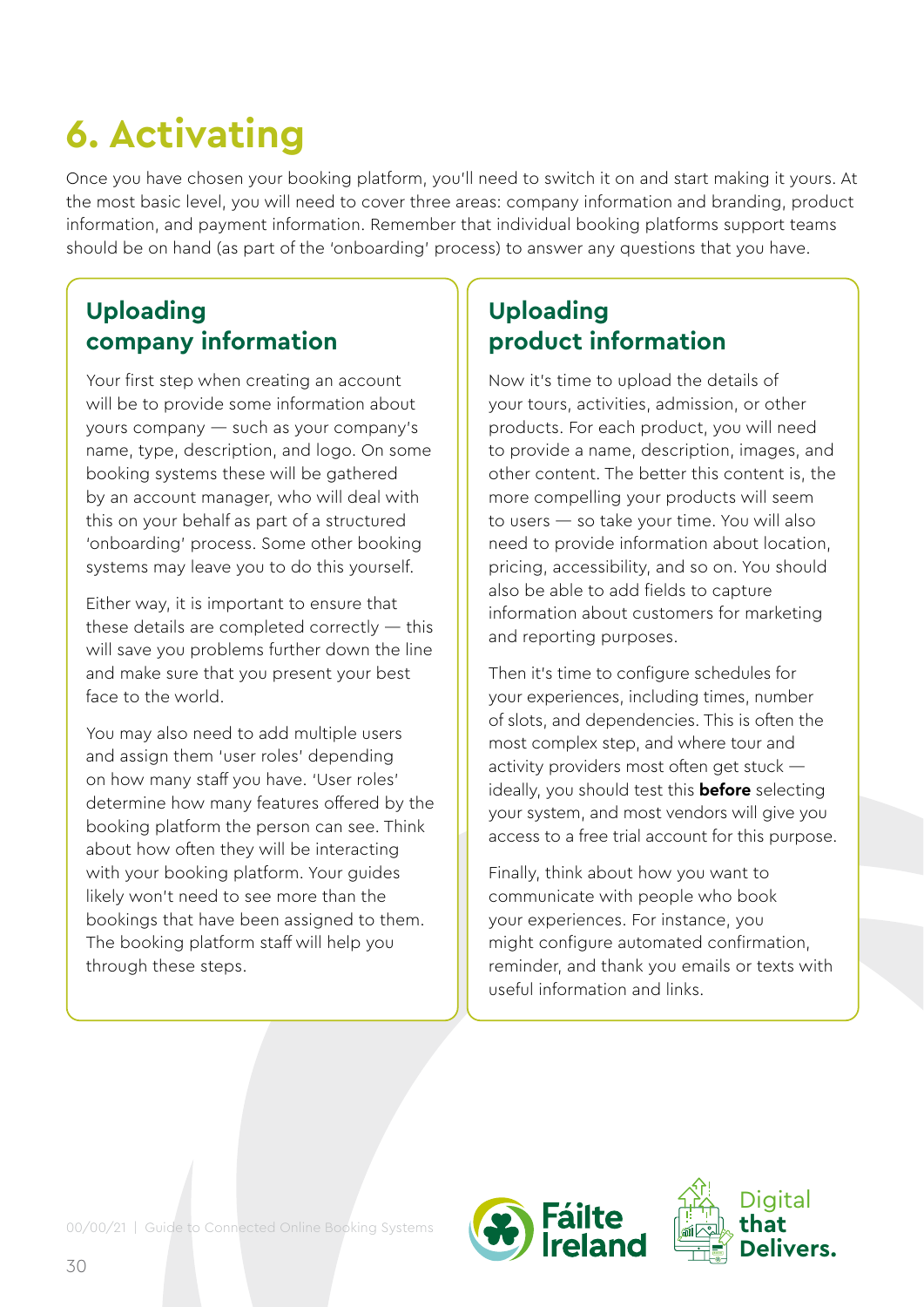# 6. Activating

Once you have chosen your booking platform, you'll need to switch it on and start making it yours. At the most basic level, you will need to cover three areas: company information and branding, product information, and payment information. Remember that individual booking platforms support teams should be on hand (as part of the 'onboarding' process) to answer any questions that you have.

## Uploading company information

Your first step when creating an account will be to provide some information about yours company — such as your company's name, type, description, and logo. On some booking systems these will be gathered by an account manager, who will deal with this on your behalf as part of a structured 'onboarding' process. Some other booking systems may leave you to do this yourself.

Either way, it is important to ensure that these details are completed correctly — this will save you problems further down the line and make sure that you present your best face to the world.

You may also need to add multiple users and assign them 'user roles' depending on how many staff you have. 'User roles' determine how many features offered by the booking platform the person can see. Think about how often they will be interacting with your booking platform. Your guides likely won't need to see more than the bookings that have been assigned to them. The booking platform staff will help you through these steps.

## Uploading product information

Now it's time to upload the details of your tours, activities, admission, or other products. For each product, you will need to provide a name, description, images, and other content. The better this content is, the more compelling your products will seem to users — so take your time. You will also need to provide information about location, pricing, accessibility, and so on. You should also be able to add fields to capture information about customers for marketing and reporting purposes.

Then it's time to configure schedules for your experiences, including times, number of slots, and dependencies. This is often the most complex step, and where tour and activity providers most often get stuck — ideally, you should test this **before** selecting your system, and most vendors will give you access to a free trial account for this purpose.

Finally, think about how you want to communicate with people who book your experiences. For instance, you might configure automated confirmation, reminder, and thank you emails or texts with useful information and links.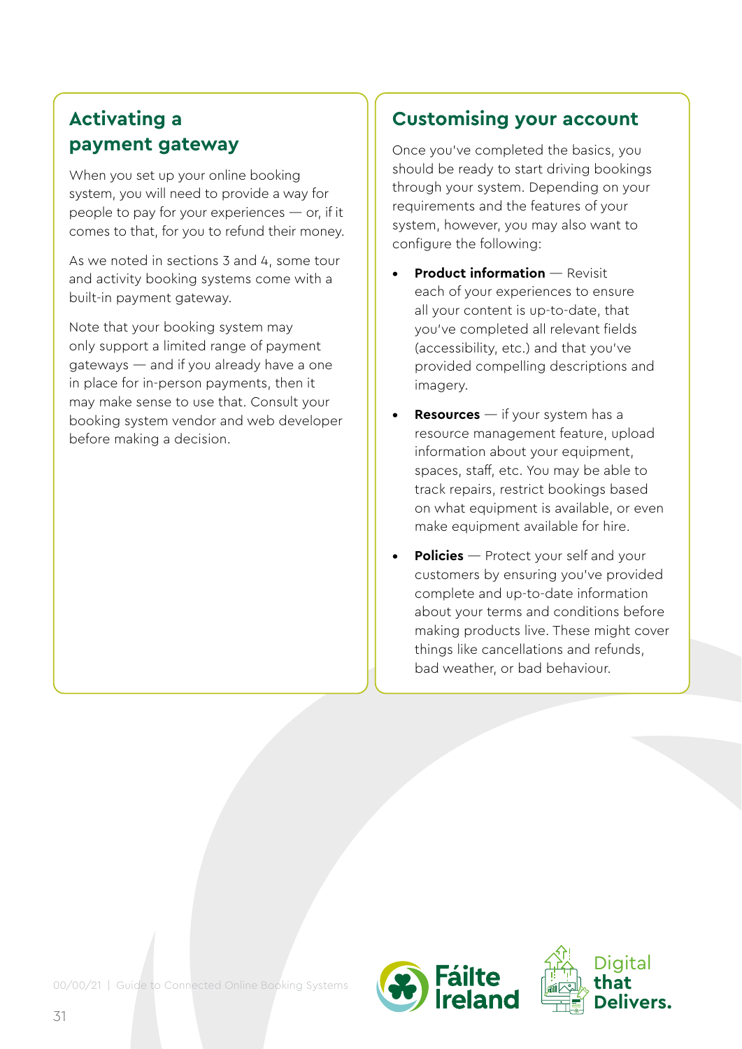## Activating a payment gateway

When you set up your online booking system, you will need to provide a way for people to pay for your experiences — or, if it comes to that, for you to refund their money.

As we noted in sections 3 and 4, some tour and activity booking systems come with a built-in payment gateway.

Note that your booking system may only support a limited range of payment gateways — and if you already have a one in place for in-person payments, then it may make sense to use that. Consult your booking system vendor and web developer before making a decision.

## Customising your account

Once you've completed the basics, you should be ready to start driving bookings through your system. Depending on your requirements and the features of your system, however, you may also want to configure the following:

- **Product information** — Revisit each of your experiences to ensure all your content is up-to-date, that you've completed all relevant fields (accessibility, etc.) and that you've provided compelling descriptions and imagery.
- **Resources** — if your system has a resource management feature, upload information about your equipment, spaces, staff, etc. You may be able to track repairs, restrict bookings based on what equipment is available, or even make equipment available for hire.
- **Policies** — Protect your self and your customers by ensuring you've provided complete and up-to-date information about your terms and conditions before making products live. These might cover things like cancellations and refunds, bad weather, or bad behaviour.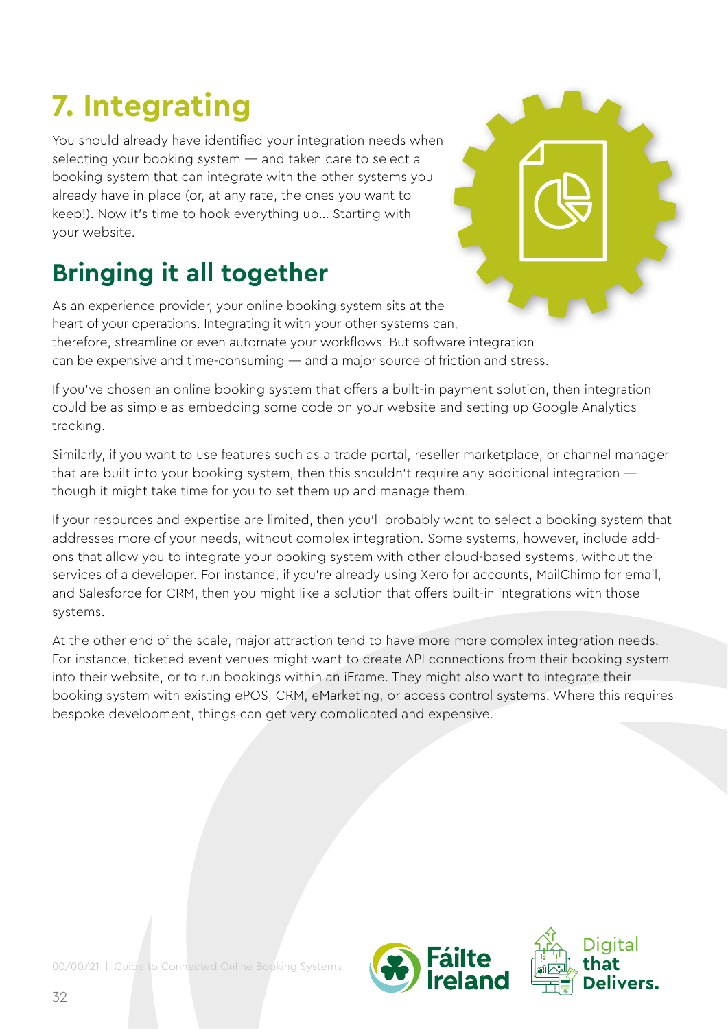# 7. Integrating

You should already have identified your integration needs when selecting your booking system — and taken care to select a booking system that can integrate with the other systems you already have in place (or, at any rate, the ones you want to keep!). Now it's time to hook everything up... Starting with your website.

## Bringing it all together

As an experience provider, your online booking system sits at the heart of your operations. Integrating it with your other systems can, therefore, streamline or even automate your workflows. But software integration can be expensive and time-consuming — and a major source of friction and stress.

If you've chosen an online booking system that offers a built-in payment solution, then integration could be as simple as embedding some code on your website and setting up Google Analytics tracking.

Similarly, if you want to use features such as a trade portal, reseller marketplace, or channel manager that are built into your booking system, then this shouldn't require any additional integration — though it might take time for you to set them up and manage them.

If your resources and expertise are limited, then you'll probably want to select a booking system that addresses more of your needs, without complex integration. Some systems, however, include add-ons that allow you to integrate your booking system with other cloud-based systems, without the services of a developer. For instance, if you're already using Xero for accounts, MailChimp for email, and Salesforce for CRM, then you might like a solution that offers built-in integrations with those systems.

At the other end of the scale, major attraction tend to have more more complex integration needs. For instance, ticketed event venues might want to create API connections from their booking system into their website, or to run bookings within an iFrame. They might also want to integrate their booking system with existing ePOS, CRM, eMarketing, or access control systems. Where this requires bespoke development, things can get very complicated and expensive.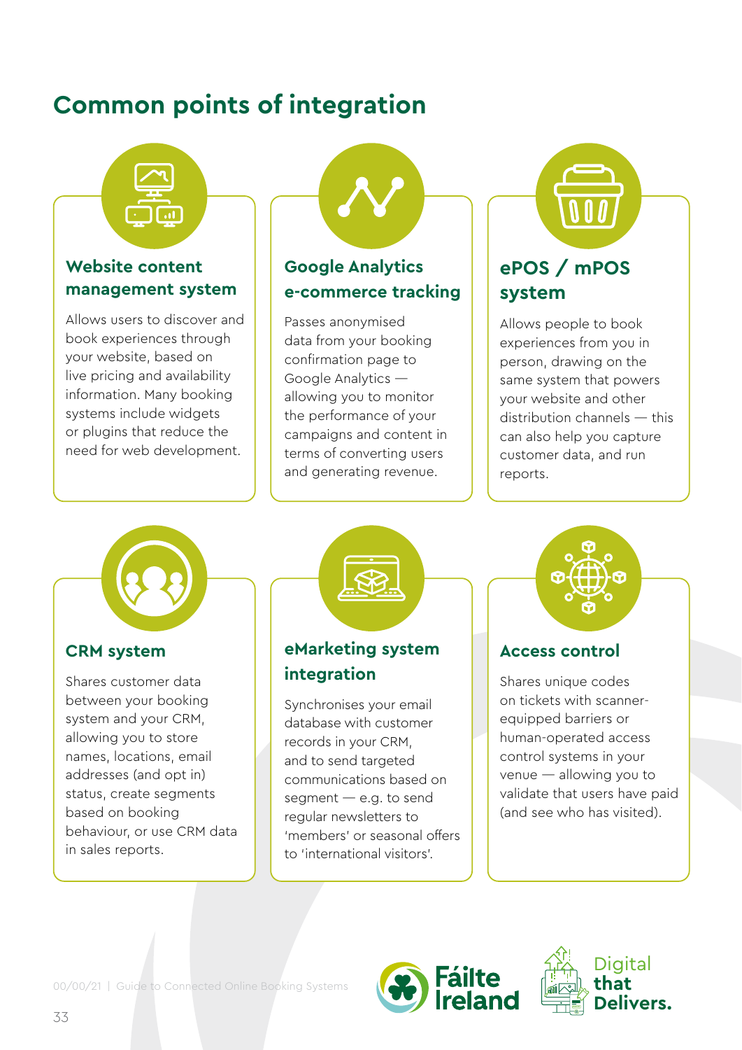# Common points of integration

### Website content management system

Allows users to discover and book experiences through your website, based on live pricing and availability information. Many booking systems include widgets or plugins that reduce the need for web development.

### Google Analytics e-commerce tracking

Passes anonymised data from your booking confirmation page to Google Analytics — allowing you to monitor the performance of your campaigns and content in terms of converting users and generating revenue.

### ePOS / mPOS system

Allows people to book experiences from you in person, drawing on the same system that powers your website and other distribution channels — this can also help you capture customer data, and run reports.

### CRM system

Shares customer data between your booking system and your CRM, allowing you to store names, locations, email addresses (and opt in) status, create segments based on booking behaviour, or use CRM data in sales reports.

### eMarketing system integration

Synchronises your email database with customer records in your CRM, and to send targeted communications based on segment — e.g. to send regular newsletters to 'members' or seasonal offers to 'international visitors'.

### Access control

Shares unique codes on tickets with scanner-equipped barriers or human-operated access control systems in your venue — allowing you to validate that users have paid (and see who has visited).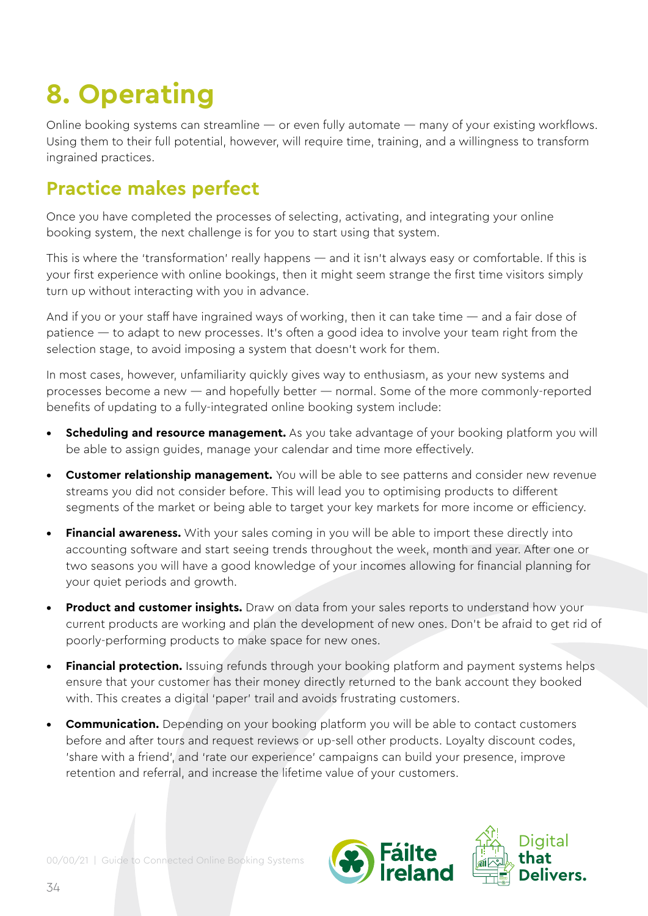# 8. Operating

Online booking systems can streamline — or even fully automate — many of your existing workflows. Using them to their full potential, however, will require time, training, and a willingness to transform ingrained practices.

## Practice makes perfect

Once you have completed the processes of selecting, activating, and integrating your online booking system, the next challenge is for you to start using that system.

This is where the 'transformation' really happens — and it isn't always easy or comfortable. If this is your first experience with online bookings, then it might seem strange the first time visitors simply turn up without interacting with you in advance.

And if you or your staff have ingrained ways of working, then it can take time — and a fair dose of patience — to adapt to new processes. It's often a good idea to involve your team right from the selection stage, to avoid imposing a system that doesn't work for them.

In most cases, however, unfamiliarity quickly gives way to enthusiasm, as your new systems and processes become a new — and hopefully better — normal. Some of the more commonly-reported benefits of updating to a fully-integrated online booking system include:

- **Scheduling and resource management.** As you take advantage of your booking platform you will be able to assign guides, manage your calendar and time more effectively.
- **Customer relationship management.** You will be able to see patterns and consider new revenue streams you did not consider before. This will lead you to optimising products to different segments of the market or being able to target your key markets for more income or efficiency.
- **Financial awareness.** With your sales coming in you will be able to import these directly into accounting software and start seeing trends throughout the week, month and year. After one or two seasons you will have a good knowledge of your incomes allowing for financial planning for your quiet periods and growth.
- **Product and customer insights.** Draw on data from your sales reports to understand how your current products are working and plan the development of new ones. Don't be afraid to get rid of poorly-performing products to make space for new ones.
- **Financial protection.** Issuing refunds through your booking platform and payment systems helps ensure that your customer has their money directly returned to the bank account they booked with. This creates a digital 'paper' trail and avoids frustrating customers.
- **Communication.** Depending on your booking platform you will be able to contact customers before and after tours and request reviews or up-sell other products. Loyalty discount codes, 'share with a friend', and 'rate our experience' campaigns can build your presence, improve retention and referral, and increase the lifetime value of your customers.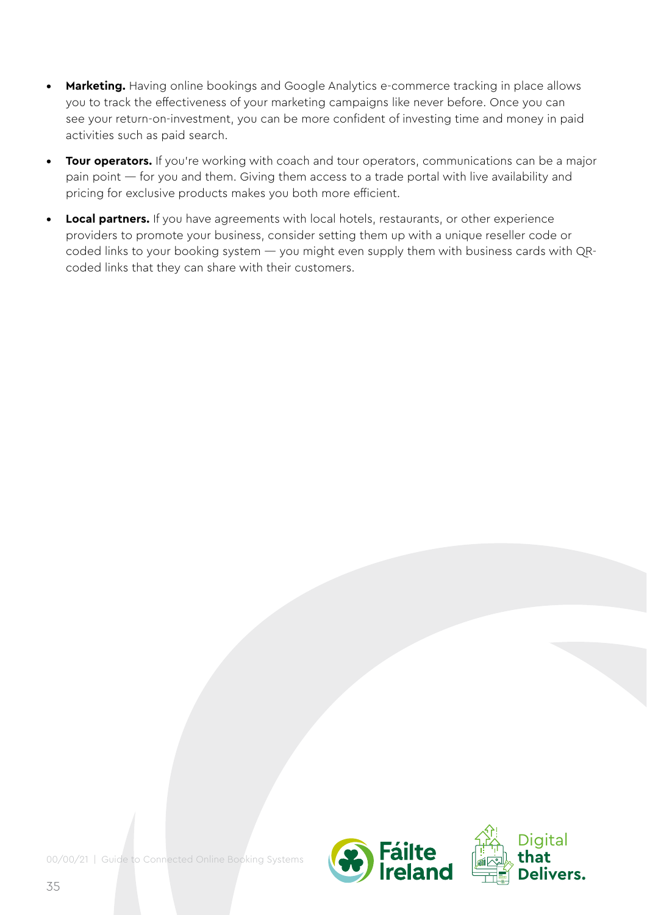- **Marketing.** Having online bookings and Google Analytics e-commerce tracking in place allows you to track the effectiveness of your marketing campaigns like never before. Once you can see your return-on-investment, you can be more confident of investing time and money in paid activities such as paid search.
- **Tour operators.** If you're working with coach and tour operators, communications can be a major pain point — for you and them. Giving them access to a trade portal with live availability and pricing for exclusive products makes you both more efficient.
- **Local partners.** If you have agreements with local hotels, restaurants, or other experience providers to promote your business, consider setting them up with a unique reseller code or coded links to your booking system — you might even supply them with business cards with QR-coded links that they can share with their customers.